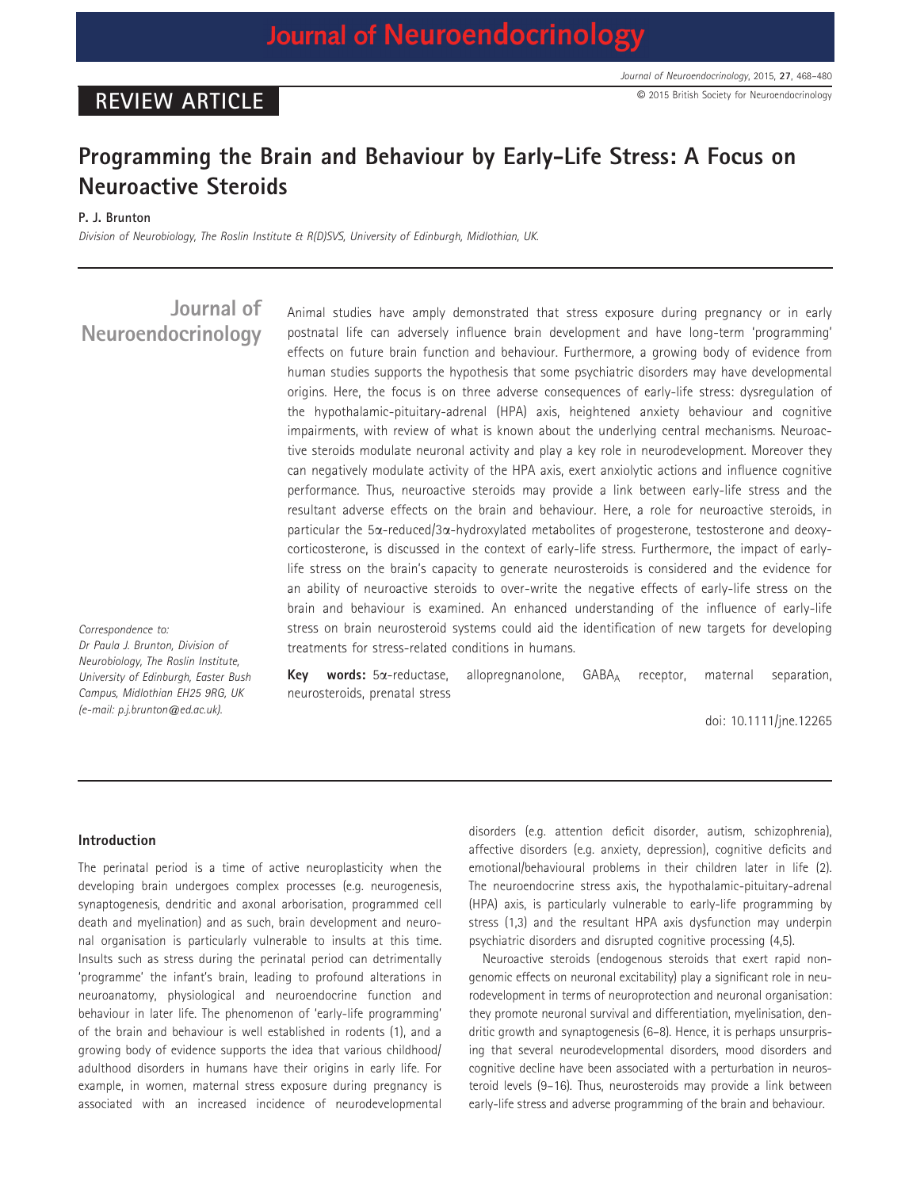REVIEW ARTICLE

# Programming the Brain and Behaviour by Early-Life Stress: A Focus on Neuroactive Steroids

**P. J. Brunton**

*Division of Neurobiology, The Roslin Institute & R(D)SVS, University of Edinburgh, Midlothian, UK.*

Animal studies have amply demonstrated that stress exposure during pregnancy or in early postnatal life can adversely influence brain development and have long-term 'programming' effects on future brain function and behaviour. Furthermore, a growing body of evidence from human studies supports the hypothesis that some psychiatric disorders may have developmental origins. Here, the focus is on three adverse consequences of early-life stress: dysregulation of the hypothalamic-pituitary-adrenal (HPA) axis, heightened anxiety behaviour and cognitive impairments, with review of what is known about the underlying central mechanisms. Neuroactive steroids modulate neuronal activity and play a key role in neurodevelopment. Moreover they can negatively modulate activity of the HPA axis, exert anxiolytic actions and influence cognitive performance. Thus, neuroactive steroids may provide a link between early-life stress and the resultant adverse effects on the brain and behaviour. Here, a role for neuroactive steroids, in particular the 5α-reduced/3α-hydroxylated metabolites of progesterone, testosterone and deoxycorticosterone, is discussed in the context of early-life stress. Furthermore, the impact of early-life stress on the brain's capacity to generate neurosteroids is considered and the evidence for an ability of neuroactive steroids to over-write the negative effects of early-life stress on the brain and behaviour is examined. An enhanced understanding of the influence of early-life stress on brain neurosteroid systems could aid the identification of new targets for developing treatments for stress-related conditions in humans.

**Key words:** 5α-reductase, allopregnanolone, $GABA_A$ receptor, maternal separation, neurosteroids, prenatal stress

*Correspondence to: Dr Paula J. Brunton, Division of Neurobiology, The Roslin Institute, University of Edinburgh, Easter Bush Campus, Midlothian EH25 9RG, UK (e-mail: p.j.brunton@ed.ac.uk).*

doi: 10.1111/jne.12265

## Introduction

The perinatal period is a time of active neuroplasticity when the developing brain undergoes complex processes (e.g. neurogenesis, synaptogenesis, dendritic and axonal arborisation, programmed cell death and myelination) and as such, brain development and neuronal organisation is particularly vulnerable to insults at this time. Insults such as stress during the perinatal period can detrimentally 'programme' the infant's brain, leading to profound alterations in neuroanatomy, physiological and neuroendocrine function and behaviour in later life. The phenomenon of 'early-life programming' of the brain and behaviour is well established in rodents (1), and a growing body of evidence supports the idea that various childhood/adulthood disorders in humans have their origins in early life. For example, in women, maternal stress exposure during pregnancy is associated with an increased incidence of neurodevelopmental disorders (e.g. attention deficit disorder, autism, schizophrenia), affective disorders (e.g. anxiety, depression), cognitive deficits and emotional/behavioural problems in their children later in life (2). The neuroendocrine stress axis, the hypothalamic-pituitary-adrenal (HPA) axis, is particularly vulnerable to early-life programming by stress (1,3) and the resultant HPA axis dysfunction may underpin psychiatric disorders and disrupted cognitive processing (4,5).

Neuroactive steroids (endogenous steroids that exert rapid non-genomic effects on neuronal excitability) play a significant role in neurodevelopment in terms of neuroprotection and neuronal organisation: they promote neuronal survival and differentiation, myelinisation, dendritic growth and synaptogenesis (6–8). Hence, it is perhaps unsurprising that several neurodevelopmental disorders, mood disorders and cognitive decline have been associated with a perturbation in neurosteroid levels (9–16). Thus, neurosteroids may provide a link between early-life stress and adverse programming of the brain and behaviour.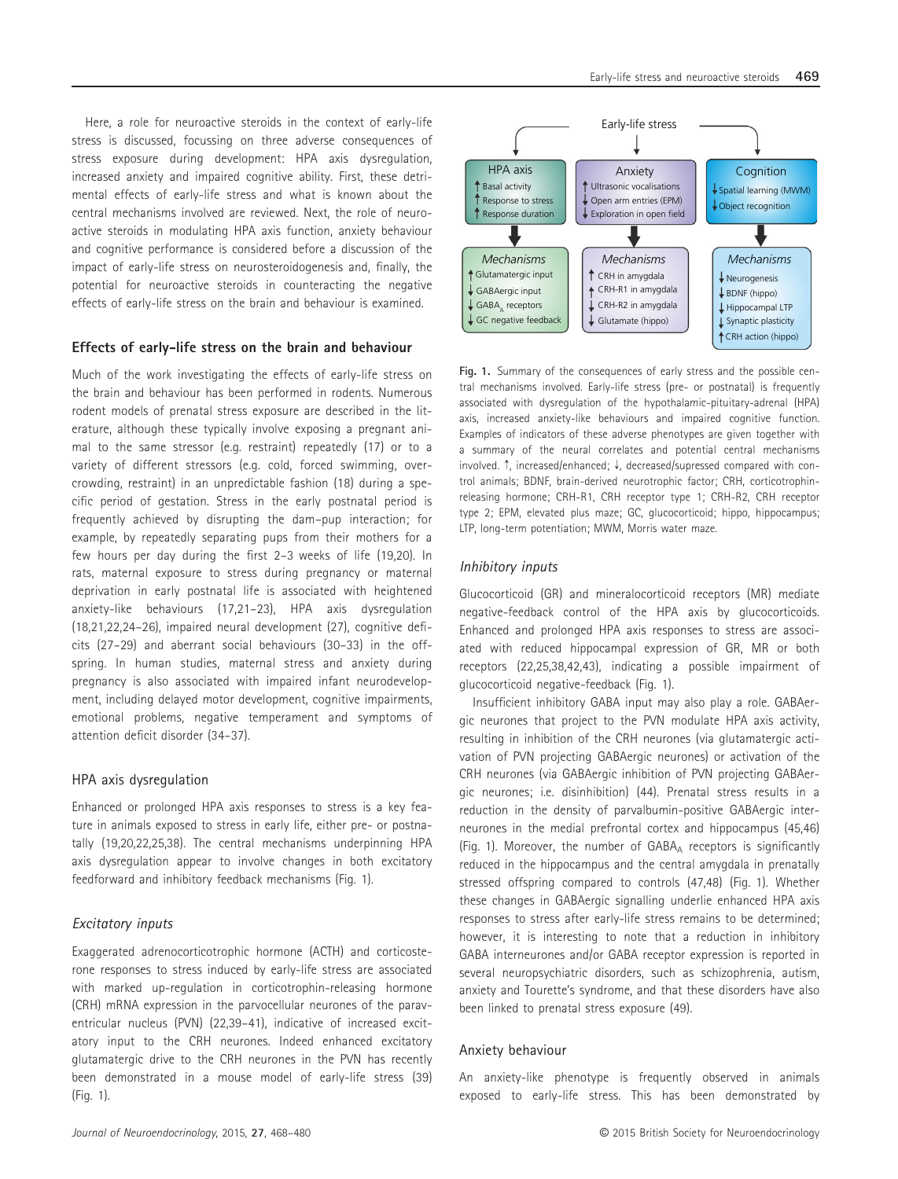Here, a role for neuroactive steroids in the context of early-life stress is discussed, focussing on three adverse consequences of stress exposure during development: HPA axis dysregulation, increased anxiety and impaired cognitive ability. First, these detrimental effects of early-life stress and what is known about the central mechanisms involved are reviewed. Next, the role of neuroactive steroids in modulating HPA axis function, anxiety behaviour and cognitive performance is considered before a discussion of the impact of early-life stress on neurosteroidogenesis and, finally, the potential for neuroactive steroids in counteracting the negative effects of early-life stress on the brain and behaviour is examined.

## Effects of early-life stress on the brain and behaviour

Much of the work investigating the effects of early-life stress on the brain and behaviour has been performed in rodents. Numerous rodent models of prenatal stress exposure are described in the literature, although these typically involve exposing a pregnant animal to the same stressor (e.g. restraint) repeatedly (17) or to a variety of different stressors (e.g. cold, forced swimming, overcrowding, restraint) in an unpredictable fashion (18) during a specific period of gestation. Stress in the early postnatal period is frequently achieved by disrupting the dam–pup interaction; for example, by repeatedly separating pups from their mothers for a few hours per day during the first 2–3 weeks of life (19,20). In rats, maternal exposure to stress during pregnancy or maternal deprivation in early postnatal life is associated with heightened anxiety-like behaviours (17,21–23), HPA axis dysregulation (18,21,22,24–26), impaired neural development (27), cognitive deficits (27–29) and aberrant social behaviours (30–33) in the offspring. In human studies, maternal stress and anxiety during pregnancy is also associated with impaired infant neurodevelopment, including delayed motor development, cognitive impairments, emotional problems, negative temperament and symptoms of attention deficit disorder (34–37).

### HPA axis dysregulation

Enhanced or prolonged HPA axis responses to stress is a key feature in animals exposed to stress in early life, either pre- or postnatally (19,20,22,25,38). The central mechanisms underpinning HPA axis dysregulation appear to involve changes in both excitatory feedforward and inhibitory feedback mechanisms (Fig. 1).

#### *Excitatory inputs*

Exaggerated adrenocorticotrophic hormone (ACTH) and corticosterone responses to stress induced by early-life stress are associated with marked up-regulation in corticotrophin-releasing hormone (CRH) mRNA expression in the parvocellular neurones of the paraventricular nucleus (PVN) (22,39–41), indicative of increased excitatory input to the CRH neurones. Indeed enhanced excitatory glutamatergic drive to the CRH neurones in the PVN has recently been demonstrated in a mouse model of early-life stress (39) (Fig. 1).

Early-life stress

| HPA axis | Anxiety | Cognition |
|---|---|---|
| ↑ Basal activity<br>↑ Response to stress<br>↑ Response duration | ↑ Ultrasonic vocalisations<br>↓ Open arm entries (EPM)<br>↓ Exploration in open field | ↓ Spatial learning (MWM)<br>↓ Object recognition |
| *Mechanisms* | *Mechanisms* | *Mechanisms* |
| ↑ Glutamatergic input<br>↓ GABAergic input<br>↓ $GABA_A$ receptors<br>↓ GC negative feedback | ↑ CRH in amygdala<br>↑ CRH-R1 in amygdala<br>↓ CRH-R2 in amygdala<br>↓ Glutamate (hippo) | ↓ Neurogenesis<br>↓ BDNF (hippo)<br>↓ Hippocampal LTP<br>↓ Synaptic plasticity<br>↑ CRH action (hippo) |

**Fig. 1.** Summary of the consequences of early stress and the possible central mechanisms involved. Early-life stress (pre- or postnatal) is frequently associated with dysregulation of the hypothalamic-pituitary-adrenal (HPA) axis, increased anxiety-like behaviours and impaired cognitive function. Examples of indicators of these adverse phenotypes are given together with a summary of the neural correlates and potential central mechanisms involved. ↑, increased/enhanced; ↓, decreased/supressed compared with control animals; BDNF, brain-derived neurotrophic factor; CRH, corticotrophin-releasing hormone; CRH-R1, CRH receptor type 1; CRH-R2, CRH receptor type 2; EPM, elevated plus maze; GC, glucocorticoid; hippo, hippocampus; LTP, long-term potentiation; MWM, Morris water maze.

#### *Inhibitory inputs*

Glucocorticoid (GR) and mineralocorticoid receptors (MR) mediate negative-feedback control of the HPA axis by glucocorticoids. Enhanced and prolonged HPA axis responses to stress are associated with reduced hippocampal expression of GR, MR or both receptors (22,25,38,42,43), indicating a possible impairment of glucocorticoid negative-feedback (Fig. 1).

Insufficient inhibitory GABA input may also play a role. GABAergic neurones that project to the PVN modulate HPA axis activity, resulting in inhibition of the CRH neurones (via glutamatergic activation of PVN projecting GABAergic neurones) or activation of the CRH neurones (via GABAergic inhibition of PVN projecting GABAergic neurones; i.e. disinhibition) (44). Prenatal stress results in a reduction in the density of parvalbumin-positive GABAergic interneurones in the medial prefrontal cortex and hippocampus (45,46) (Fig. 1). Moreover, the number of $GABA_A$ receptors is significantly reduced in the hippocampus and the central amygdala in prenatally stressed offspring compared to controls (47,48) (Fig. 1). Whether these changes in GABAergic signalling underlie enhanced HPA axis responses to stress after early-life stress remains to be determined; however, it is interesting to note that a reduction in inhibitory GABA interneurones and/or GABA receptor expression is reported in several neuropsychiatric disorders, such as schizophrenia, autism, anxiety and Tourette's syndrome, and that these disorders have also been linked to prenatal stress exposure (49).

### Anxiety behaviour

An anxiety-like phenotype is frequently observed in animals exposed to early-life stress. This has been demonstrated by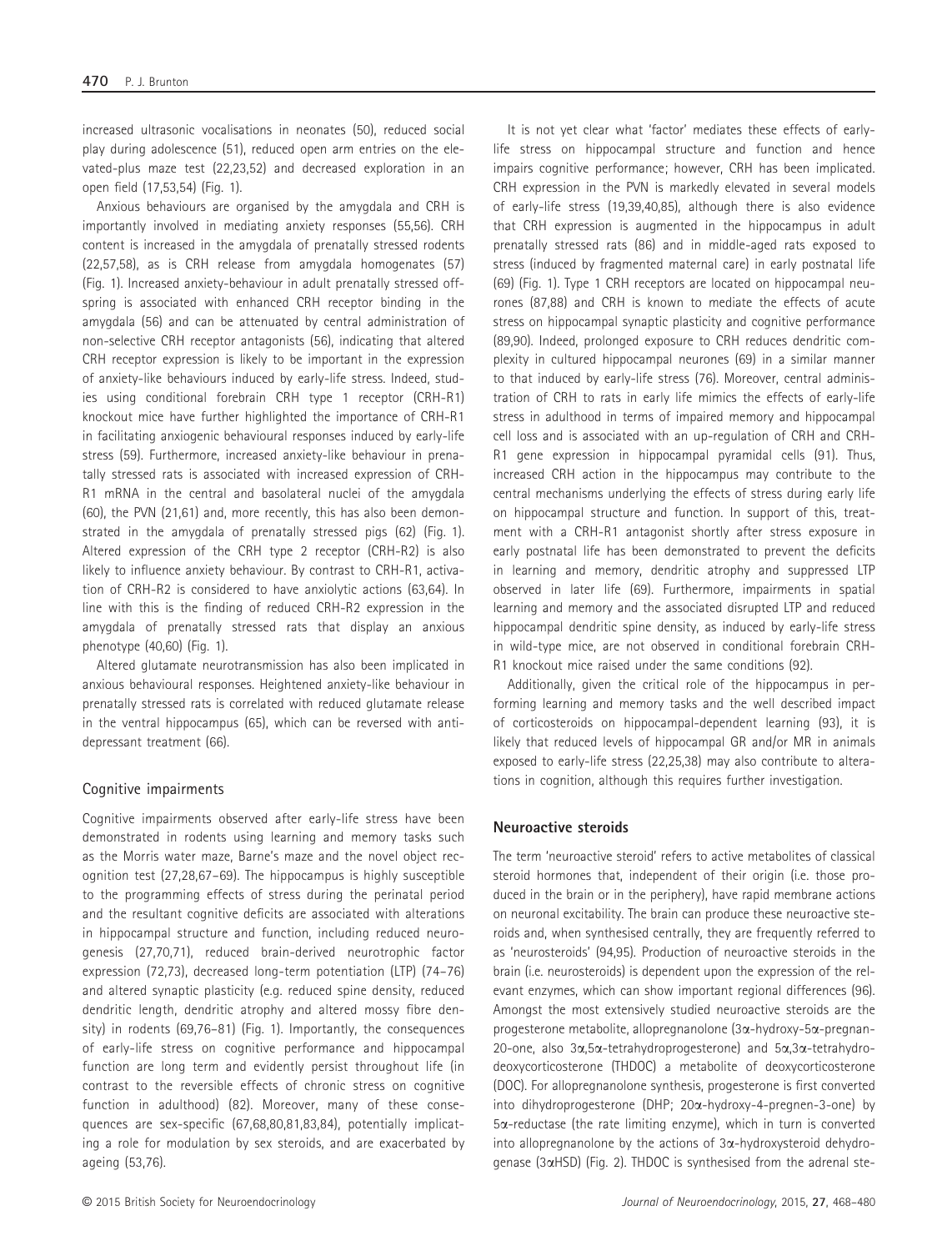increased ultrasonic vocalisations in neonates (50), reduced social play during adolescence (51), reduced open arm entries on the elevated-plus maze test (22,23,52) and decreased exploration in an open field (17,53,54) (Fig. 1).

Anxious behaviours are organised by the amygdala and CRH is importantly involved in mediating anxiety responses (55,56). CRH content is increased in the amygdala of prenatally stressed rodents (22,57,58), as is CRH release from amygdala homogenates (57) (Fig. 1). Increased anxiety-behaviour in adult prenatally stressed offspring is associated with enhanced CRH receptor binding in the amygdala (56) and can be attenuated by central administration of non-selective CRH receptor antagonists (56), indicating that altered CRH receptor expression is likely to be important in the expression of anxiety-like behaviours induced by early-life stress. Indeed, studies using conditional forebrain CRH type 1 receptor (CRH-R1) knockout mice have further highlighted the importance of CRH-R1 in facilitating anxiogenic behavioural responses induced by early-life stress (59). Furthermore, increased anxiety-like behaviour in prenatally stressed rats is associated with increased expression of CRH-R1 mRNA in the central and basolateral nuclei of the amygdala (60), the PVN (21,61) and, more recently, this has also been demonstrated in the amygdala of prenatally stressed pigs (62) (Fig. 1). Altered expression of the CRH type 2 receptor (CRH-R2) is also likely to influence anxiety behaviour. By contrast to CRH-R1, activation of CRH-R2 is considered to have anxiolytic actions (63,64). In line with this is the finding of reduced CRH-R2 expression in the amygdala of prenatally stressed rats that display an anxious phenotype (40,60) (Fig. 1).

Altered glutamate neurotransmission has also been implicated in anxious behavioural responses. Heightened anxiety-like behaviour in prenatally stressed rats is correlated with reduced glutamate release in the ventral hippocampus (65), which can be reversed with antidepressant treatment (66).

### Cognitive impairments

Cognitive impairments observed after early-life stress have been demonstrated in rodents using learning and memory tasks such as the Morris water maze, Barne's maze and the novel object recognition test (27,28,67–69). The hippocampus is highly susceptible to the programming effects of stress during the perinatal period and the resultant cognitive deficits are associated with alterations in hippocampal structure and function, including reduced neurogenesis (27,70,71), reduced brain-derived neurotrophic factor expression (72,73), decreased long-term potentiation (LTP) (74–76) and altered synaptic plasticity (e.g. reduced spine density, reduced dendritic length, dendritic atrophy and altered mossy fibre density) in rodents (69,76–81) (Fig. 1). Importantly, the consequences of early-life stress on cognitive performance and hippocampal function are long term and evidently persist throughout life (in contrast to the reversible effects of chronic stress on cognitive function in adulthood) (82). Moreover, many of these consequences are sex-specific (67,68,80,81,83,84), potentially implicating a role for modulation by sex steroids, and are exacerbated by ageing (53,76).

It is not yet clear what 'factor' mediates these effects of early-life stress on hippocampal structure and function and hence impairs cognitive performance; however, CRH has been implicated. CRH expression in the PVN is markedly elevated in several models of early-life stress (19,39,40,85), although there is also evidence that CRH expression is augmented in the hippocampus in adult prenatally stressed rats (86) and in middle-aged rats exposed to stress (induced by fragmented maternal care) in early postnatal life (69) (Fig. 1). Type 1 CRH receptors are located on hippocampal neurones (87,88) and CRH is known to mediate the effects of acute stress on hippocampal synaptic plasticity and cognitive performance (89,90). Indeed, prolonged exposure to CRH reduces dendritic complexity in cultured hippocampal neurones (69) in a similar manner to that induced by early-life stress (76). Moreover, central administration of CRH to rats in early life mimics the effects of early-life stress in adulthood in terms of impaired memory and hippocampal cell loss and is associated with an up-regulation of CRH and CRH-R1 gene expression in hippocampal pyramidal cells (91). Thus, increased CRH action in the hippocampus may contribute to the central mechanisms underlying the effects of stress during early life on hippocampal structure and function. In support of this, treatment with a CRH-R1 antagonist shortly after stress exposure in early postnatal life has been demonstrated to prevent the deficits in learning and memory, dendritic atrophy and suppressed LTP observed in later life (69). Furthermore, impairments in spatial learning and memory and the associated disrupted LTP and reduced hippocampal dendritic spine density, as induced by early-life stress in wild-type mice, are not observed in conditional forebrain CRH-R1 knockout mice raised under the same conditions (92).

Additionally, given the critical role of the hippocampus in performing learning and memory tasks and the well described impact of corticosteroids on hippocampal-dependent learning (93), it is likely that reduced levels of hippocampal GR and/or MR in animals exposed to early-life stress (22,25,38) may also contribute to alterations in cognition, although this requires further investigation.

## Neuroactive steroids

The term 'neuroactive steroid' refers to active metabolites of classical steroid hormones that, independent of their origin (i.e. those produced in the brain or in the periphery), have rapid membrane actions on neuronal excitability. The brain can produce these neuroactive steroids and, when synthesised centrally, they are frequently referred to as 'neurosteroids' (94,95). Production of neuroactive steroids in the brain (i.e. neurosteroids) is dependent upon the expression of the relevant enzymes, which can show important regional differences (96). Amongst the most extensively studied neuroactive steroids are the progesterone metabolite, allopregnanolone (3α-hydroxy-5α-pregnan-20-one, also 3α,5α-tetrahydroprogesterone) and 5α,3α-tetrahydrodeoxycorticosterone (THDOC) a metabolite of deoxycorticosterone (DOC). For allopregnanolone synthesis, progesterone is first converted into dihydroprogesterone (DHP; 20α-hydroxy-4-pregnen-3-one) by 5α-reductase (the rate limiting enzyme), which in turn is converted into allopregnanolone by the actions of 3α-hydroxysteroid dehydrogenase (3αHSD) (Fig. 2). THDOC is synthesised from the adrenal ste-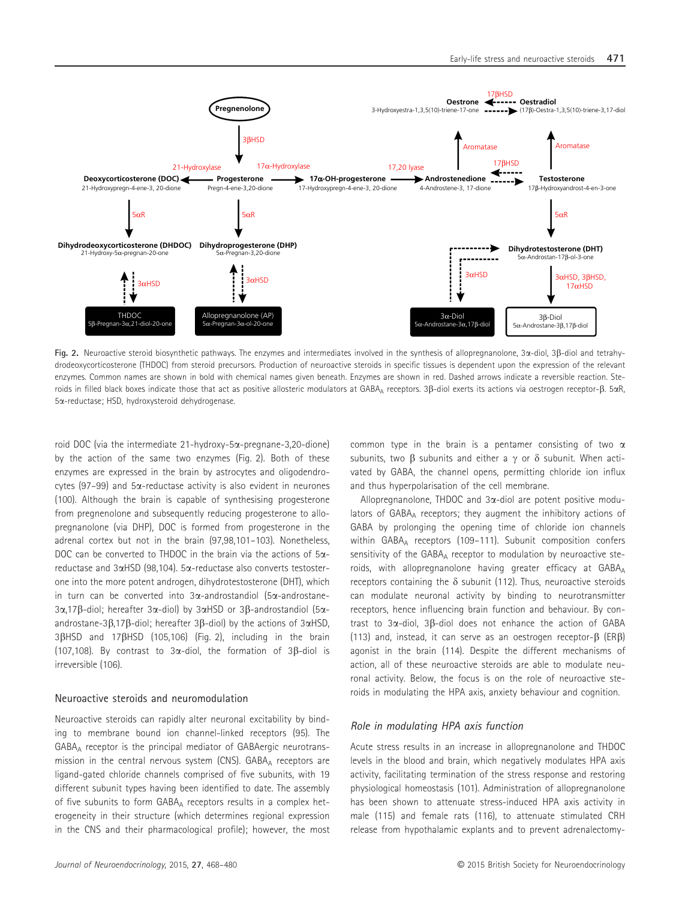Fig. 2. Neuroactive steroid biosynthetic pathways. The enzymes and intermediates involved in the synthesis of allopregnanolone, 3α-diol, 3β-diol and tetrahydrodeoxycorticosterone (THDOC) from steroid precursors. Production of neuroactive steroids in specific tissues is dependent upon the expression of the relevant enzymes. Common names are shown in bold with chemical names given beneath. Enzymes are shown in red. Dashed arrows indicate a reversible reaction. Steroids in filled black boxes indicate those that act as positive allosteric modulators at $GABA_A$ receptors. 3β-diol exerts its actions via oestrogen receptor-β. 5αR, 5α-reductase; HSD, hydroxysteroid dehydrogenase.

roid DOC (via the intermediate 21-hydroxy-5α-pregnane-3,20-dione) by the action of the same two enzymes (Fig. 2). Both of these enzymes are expressed in the brain by astrocytes and oligodendrocytes (97–99) and 5α-reductase activity is also evident in neurones (100). Although the brain is capable of synthesising progesterone from pregnenolone and subsequently reducing progesterone to allopregnanolone (via DHP), DOC is formed from progesterone in the adrenal cortex but not in the brain (97,98,101–103). Nonetheless, DOC can be converted to THDOC in the brain via the actions of 5α-reductase and 3αHSD (98,104). 5α-reductase also converts testosterone into the more potent androgen, dihydrotestosterone (DHT), which in turn can be converted into 3α-androstandiol (5α-androstane-3α,17β-diol; hereafter 3α-diol) by 3αHSD or 3β-androstandiol (5α-androstane-3β,17β-diol; hereafter 3β-diol) by the actions of 3αHSD, 3βHSD and 17βHSD (105,106) (Fig. 2), including in the brain (107,108). By contrast to 3α-diol, the formation of 3β-diol is irreversible (106).

## Neuroactive steroids and neuromodulation

Neuroactive steroids can rapidly alter neuronal excitability by binding to membrane bound ion channel-linked receptors (95). The $GABA_A$ receptor is the principal mediator of GABAergic neurotransmission in the central nervous system (CNS). $GABA_A$ receptors are ligand-gated chloride channels comprised of five subunits, with 19 different subunit types having been identified to date. The assembly of five subunits to form $GABA_A$ receptors results in a complex heterogeneity in their structure (which determines regional expression in the CNS and their pharmacological profile); however, the most common type in the brain is a pentamer consisting of two α subunits, two β subunits and either a γ or δ subunit. When activated by GABA, the channel opens, permitting chloride ion influx and thus hyperpolarisation of the cell membrane.

Allopregnanolone, THDOC and 3α-diol are potent positive modulators of $GABA_A$ receptors; they augment the inhibitory actions of GABA by prolonging the opening time of chloride ion channels within $GABA_A$ receptors (109–111). Subunit composition confers sensitivity of the $GABA_A$ receptor to modulation by neuroactive steroids, with allopregnanolone having greater efficacy at $GABA_A$ receptors containing the δ subunit (112). Thus, neuroactive steroids can modulate neuronal activity by binding to neurotransmitter receptors, hence influencing brain function and behaviour. By contrast to 3α-diol, 3β-diol does not enhance the action of GABA (113) and, instead, it can serve as an oestrogen receptor-β (ERβ) agonist in the brain (114). Despite the different mechanisms of action, all of these neuroactive steroids are able to modulate neuronal activity. Below, the focus is on the role of neuroactive steroids in modulating the HPA axis, anxiety behaviour and cognition.

### *Role in modulating HPA axis function*

Acute stress results in an increase in allopregnanolone and THDOC levels in the blood and brain, which negatively modulates HPA axis activity, facilitating termination of the stress response and restoring physiological homeostasis (101). Administration of allopregnanolone has been shown to attenuate stress-induced HPA axis activity in male (115) and female rats (116), to attenuate stimulated CRH release from hypothalamic explants and to prevent adrenalectomy-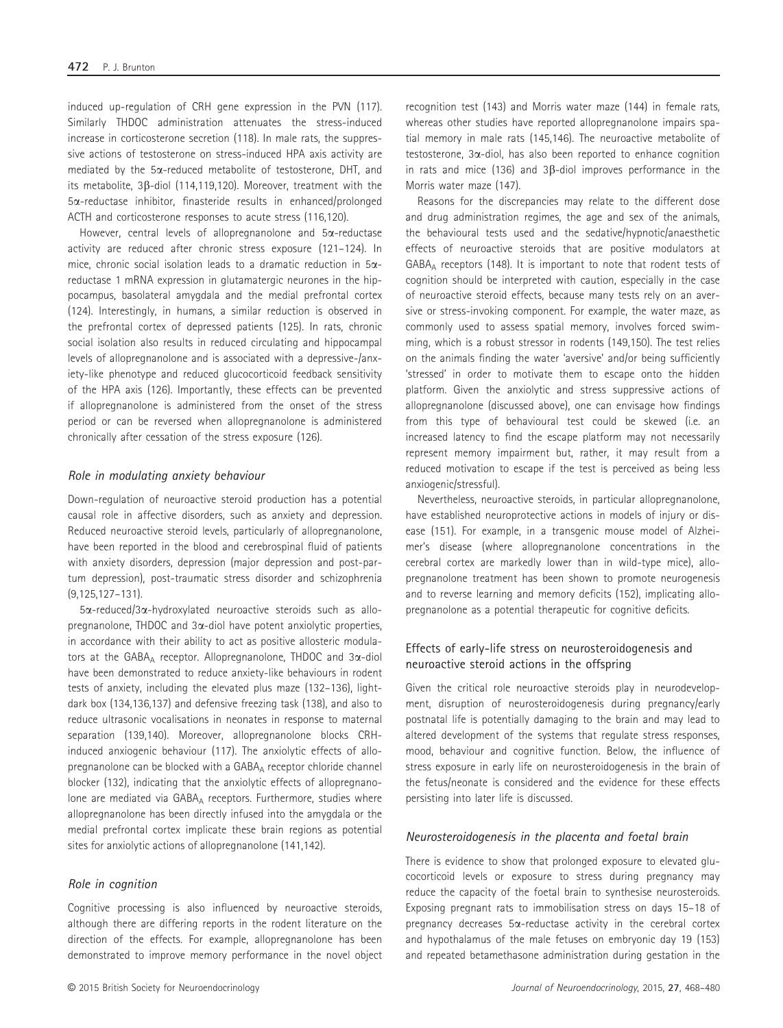induced up-regulation of CRH gene expression in the PVN (117). Similarly THDOC administration attenuates the stress-induced increase in corticosterone secretion (118). In male rats, the suppressive actions of testosterone on stress-induced HPA axis activity are mediated by the 5α-reduced metabolite of testosterone, DHT, and its metabolite, 3β-diol (114,119,120). Moreover, treatment with the 5α-reductase inhibitor, finasteride results in enhanced/prolonged ACTH and corticosterone responses to acute stress (116,120).

However, central levels of allopregnanolone and 5α-reductase activity are reduced after chronic stress exposure (121–124). In mice, chronic social isolation leads to a dramatic reduction in 5α-reductase 1 mRNA expression in glutamatergic neurones in the hippocampus, basolateral amygdala and the medial prefrontal cortex (124). Interestingly, in humans, a similar reduction is observed in the prefrontal cortex of depressed patients (125). In rats, chronic social isolation also results in reduced circulating and hippocampal levels of allopregnanolone and is associated with a depressive-/anxiety-like phenotype and reduced glucocorticoid feedback sensitivity of the HPA axis (126). Importantly, these effects can be prevented if allopregnanolone is administered from the onset of the stress period or can be reversed when allopregnanolone is administered chronically after cessation of the stress exposure (126).

### *Role in modulating anxiety behaviour*

Down-regulation of neuroactive steroid production has a potential causal role in affective disorders, such as anxiety and depression. Reduced neuroactive steroid levels, particularly of allopregnanolone, have been reported in the blood and cerebrospinal fluid of patients with anxiety disorders, depression (major depression and post-partum depression), post-traumatic stress disorder and schizophrenia (9,125,127–131).

5α-reduced/3α-hydroxylated neuroactive steroids such as allopregnanolone, THDOC and 3α-diol have potent anxiolytic properties, in accordance with their ability to act as positive allosteric modulators at the $GABA_A$ receptor. Allopregnanolone, THDOC and 3α-diol have been demonstrated to reduce anxiety-like behaviours in rodent tests of anxiety, including the elevated plus maze (132–136), light-dark box (134,136,137) and defensive freezing task (138), and also to reduce ultrasonic vocalisations in neonates in response to maternal separation (139,140). Moreover, allopregnanolone blocks CRH-induced anxiogenic behaviour (117). The anxiolytic effects of allopregnanolone can be blocked with a $GABA_A$ receptor chloride channel blocker (132), indicating that the anxiolytic effects of allopregnanolone are mediated via $GABA_A$ receptors. Furthermore, studies where allopregnanolone has been directly infused into the amygdala or the medial prefrontal cortex implicate these brain regions as potential sites for anxiolytic actions of allopregnanolone (141,142).

### *Role in cognition*

Cognitive processing is also influenced by neuroactive steroids, although there are differing reports in the rodent literature on the direction of the effects. For example, allopregnanolone has been demonstrated to improve memory performance in the novel object recognition test (143) and Morris water maze (144) in female rats, whereas other studies have reported allopregnanolone impairs spatial memory in male rats (145,146). The neuroactive metabolite of testosterone, 3α-diol, has also been reported to enhance cognition in rats and mice (136) and 3β-diol improves performance in the Morris water maze (147).

Reasons for the discrepancies may relate to the different dose and drug administration regimes, the age and sex of the animals, the behavioural tests used and the sedative/hypnotic/anaesthetic effects of neuroactive steroids that are positive modulators at $GABA_A$ receptors (148). It is important to note that rodent tests of cognition should be interpreted with caution, especially in the case of neuroactive steroid effects, because many tests rely on an aversive or stress-invoking component. For example, the water maze, as commonly used to assess spatial memory, involves forced swimming, which is a robust stressor in rodents (149,150). The test relies on the animals finding the water 'aversive' and/or being sufficiently 'stressed' in order to motivate them to escape onto the hidden platform. Given the anxiolytic and stress suppressive actions of allopregnanolone (discussed above), one can envisage how findings from this type of behavioural test could be skewed (i.e. an increased latency to find the escape platform may not necessarily represent memory impairment but, rather, it may result from a reduced motivation to escape if the test is perceived as being less anxiogenic/stressful).

Nevertheless, neuroactive steroids, in particular allopregnanolone, have established neuroprotective actions in models of injury or disease (151). For example, in a transgenic mouse model of Alzheimer's disease (where allopregnanolone concentrations in the cerebral cortex are markedly lower than in wild-type mice), allopregnanolone treatment has been shown to promote neurogenesis and to reverse learning and memory deficits (152), implicating allopregnanolone as a potential therapeutic for cognitive deficits.

## Effects of early-life stress on neurosteroidogenesis and neuroactive steroid actions in the offspring

Given the critical role neuroactive steroids play in neurodevelopment, disruption of neurosteroidogenesis during pregnancy/early postnatal life is potentially damaging to the brain and may lead to altered development of the systems that regulate stress responses, mood, behaviour and cognitive function. Below, the influence of stress exposure in early life on neurosteroidogenesis in the brain of the fetus/neonate is considered and the evidence for these effects persisting into later life is discussed.

### *Neurosteroidogenesis in the placenta and foetal brain*

There is evidence to show that prolonged exposure to elevated glucocorticoid levels or exposure to stress during pregnancy may reduce the capacity of the foetal brain to synthesise neurosteroids. Exposing pregnant rats to immobilisation stress on days 15–18 of pregnancy decreases 5α-reductase activity in the cerebral cortex and hypothalamus of the male fetuses on embryonic day 19 (153) and repeated betamethasone administration during gestation in the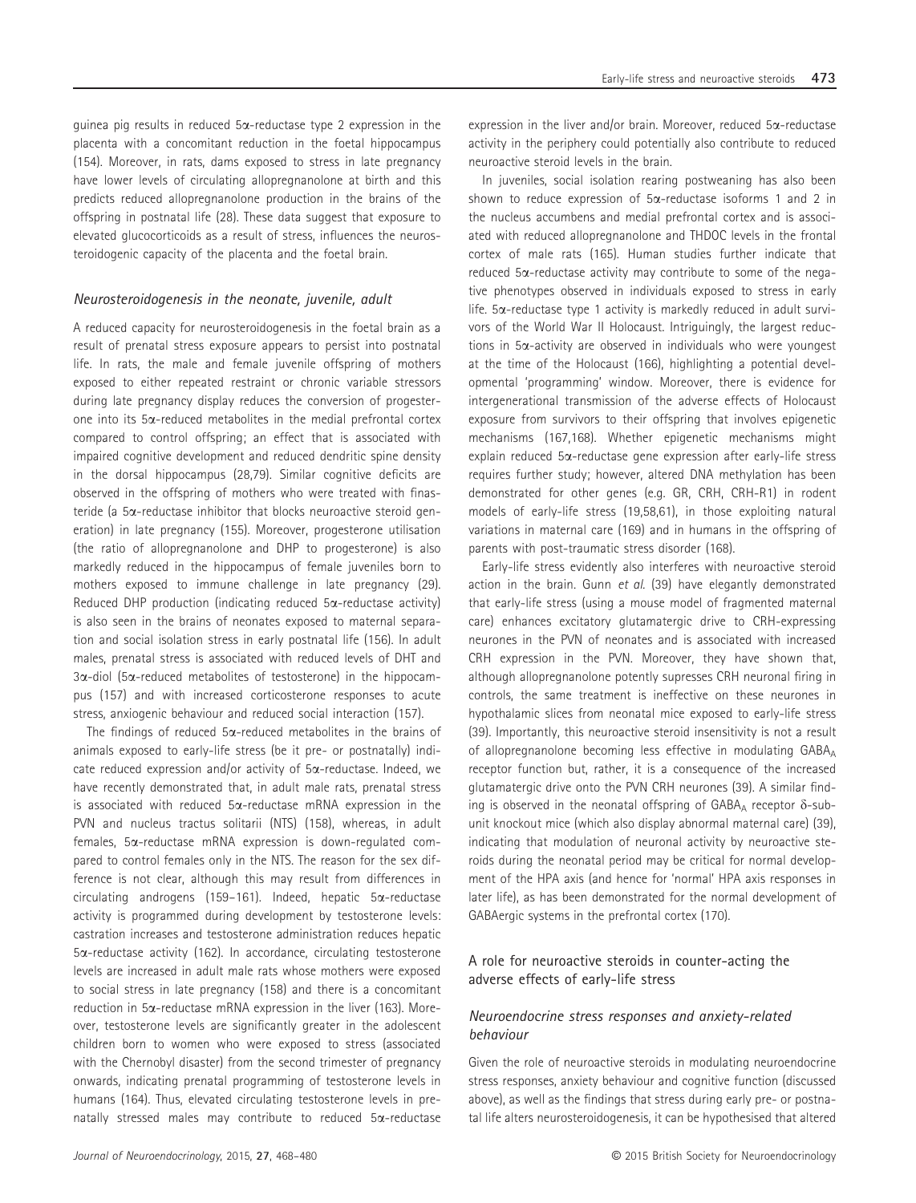guinea pig results in reduced 5α-reductase type 2 expression in the placenta with a concomitant reduction in the foetal hippocampus (154). Moreover, in rats, dams exposed to stress in late pregnancy have lower levels of circulating allopregnanolone at birth and this predicts reduced allopregnanolone production in the brains of the offspring in postnatal life (28). These data suggest that exposure to elevated glucocorticoids as a result of stress, influences the neurosteroidogenic capacity of the placenta and the foetal brain.

### *Neurosteroidogenesis in the neonate, juvenile, adult*

A reduced capacity for neurosteroidogenesis in the foetal brain as a result of prenatal stress exposure appears to persist into postnatal life. In rats, the male and female juvenile offspring of mothers exposed to either repeated restraint or chronic variable stressors during late pregnancy display reduces the conversion of progesterone into its 5α-reduced metabolites in the medial prefrontal cortex compared to control offspring; an effect that is associated with impaired cognitive development and reduced dendritic spine density in the dorsal hippocampus (28,79). Similar cognitive deficits are observed in the offspring of mothers who were treated with finasteride (a 5α-reductase inhibitor that blocks neuroactive steroid generation) in late pregnancy (155). Moreover, progesterone utilisation (the ratio of allopregnanolone and DHP to progesterone) is also markedly reduced in the hippocampus of female juveniles born to mothers exposed to immune challenge in late pregnancy (29). Reduced DHP production (indicating reduced 5α-reductase activity) is also seen in the brains of neonates exposed to maternal separation and social isolation stress in early postnatal life (156). In adult males, prenatal stress is associated with reduced levels of DHT and 3α-diol (5α-reduced metabolites of testosterone) in the hippocampus (157) and with increased corticosterone responses to acute stress, anxiogenic behaviour and reduced social interaction (157).

The findings of reduced 5α-reduced metabolites in the brains of animals exposed to early-life stress (be it pre- or postnatally) indicate reduced expression and/or activity of 5α-reductase. Indeed, we have recently demonstrated that, in adult male rats, prenatal stress is associated with reduced 5α-reductase mRNA expression in the PVN and nucleus tractus solitarii (NTS) (158), whereas, in adult females, 5α-reductase mRNA expression is down-regulated compared to control females only in the NTS. The reason for the sex difference is not clear, although this may result from differences in circulating androgens (159–161). Indeed, hepatic 5α-reductase activity is programmed during development by testosterone levels: castration increases and testosterone administration reduces hepatic 5α-reductase activity (162). In accordance, circulating testosterone levels are increased in adult male rats whose mothers were exposed to social stress in late pregnancy (158) and there is a concomitant reduction in 5α-reductase mRNA expression in the liver (163). Moreover, testosterone levels are significantly greater in the adolescent children born to women who were exposed to stress (associated with the Chernobyl disaster) from the second trimester of pregnancy onwards, indicating prenatal programming of testosterone levels in humans (164). Thus, elevated circulating testosterone levels in prenatally stressed males may contribute to reduced 5α-reductase expression in the liver and/or brain. Moreover, reduced 5α-reductase activity in the periphery could potentially also contribute to reduced neuroactive steroid levels in the brain.

In juveniles, social isolation rearing postweaning has also been shown to reduce expression of 5α-reductase isoforms 1 and 2 in the nucleus accumbens and medial prefrontal cortex and is associated with reduced allopregnanolone and THDOC levels in the frontal cortex of male rats (165). Human studies further indicate that reduced 5α-reductase activity may contribute to some of the negative phenotypes observed in individuals exposed to stress in early life. 5α-reductase type 1 activity is markedly reduced in adult survivors of the World War II Holocaust. Intriguingly, the largest reductions in 5α-activity are observed in individuals who were youngest at the time of the Holocaust (166), highlighting a potential developmental 'programming' window. Moreover, there is evidence for intergenerational transmission of the adverse effects of Holocaust exposure from survivors to their offspring that involves epigenetic mechanisms (167,168). Whether epigenetic mechanisms might explain reduced 5α-reductase gene expression after early-life stress requires further study; however, altered DNA methylation has been demonstrated for other genes (e.g. GR, CRH, CRH-R1) in rodent models of early-life stress (19,58,61), in those exploiting natural variations in maternal care (169) and in humans in the offspring of parents with post-traumatic stress disorder (168).

Early-life stress evidently also interferes with neuroactive steroid action in the brain. Gunn *et al.* (39) have elegantly demonstrated that early-life stress (using a mouse model of fragmented maternal care) enhances excitatory glutamatergic drive to CRH-expressing neurones in the PVN of neonates and is associated with increased CRH expression in the PVN. Moreover, they have shown that, although allopregnanolone potently supresses CRH neuronal firing in controls, the same treatment is ineffective on these neurones in hypothalamic slices from neonatal mice exposed to early-life stress (39). Importantly, this neuroactive steroid insensitivity is not a result of allopregnanolone becoming less effective in modulating $GABA_A$ receptor function but, rather, it is a consequence of the increased glutamatergic drive onto the PVN CRH neurones (39). A similar finding is observed in the neonatal offspring of $GABA_A$ receptor δ-subunit knockout mice (which also display abnormal maternal care) (39), indicating that modulation of neuronal activity by neuroactive steroids during the neonatal period may be critical for normal development of the HPA axis (and hence for 'normal' HPA axis responses in later life), as has been demonstrated for the normal development of GABAergic systems in the prefrontal cortex (170).

## A role for neuroactive steroids in counter-acting the adverse effects of early-life stress

### *Neuroendocrine stress responses and anxiety-related behaviour*

Given the role of neuroactive steroids in modulating neuroendocrine stress responses, anxiety behaviour and cognitive function (discussed above), as well as the findings that stress during early pre- or postnatal life alters neurosteroidogenesis, it can be hypothesised that altered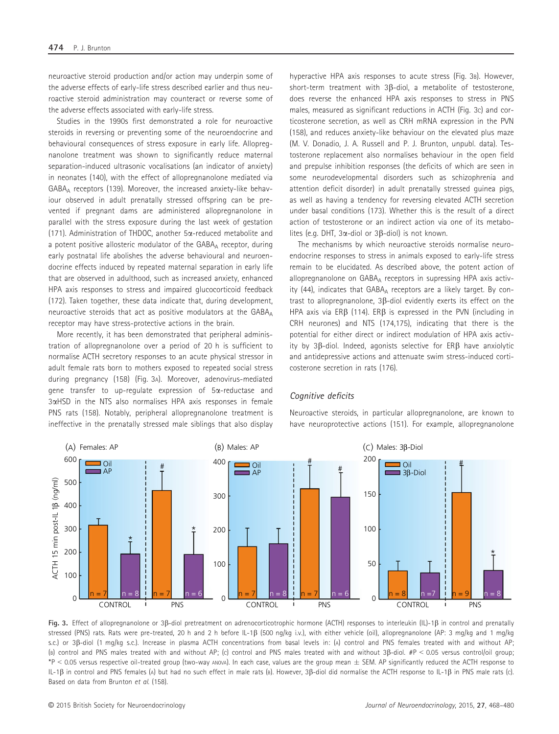neuroactive steroid production and/or action may underpin some of the adverse effects of early-life stress described earlier and thus neuroactive steroid administration may counteract or reverse some of the adverse effects associated with early-life stress.

Studies in the 1990s first demonstrated a role for neuroactive steroids in reversing or preventing some of the neuroendocrine and behavioural consequences of stress exposure in early life. Allopregnanolone treatment was shown to significantly reduce maternal separation-induced ultrasonic vocalisations (an indicator of anxiety) in neonates (140), with the effect of allopregnanolone mediated via $GABA_A$ receptors (139). Moreover, the increased anxiety-like behaviour observed in adult prenatally stressed offspring can be prevented if pregnant dams are administered allopregnanolone in parallel with the stress exposure during the last week of gestation (171). Administration of THDOC, another 5α-reduced metabolite and a potent positive allosteric modulator of the $GABA_A$ receptor, during early postnatal life abolishes the adverse behavioural and neuroendocrine effects induced by repeated maternal separation in early life that are observed in adulthood, such as increased anxiety, enhanced HPA axis responses to stress and impaired glucocorticoid feedback (172). Taken together, these data indicate that, during development, neuroactive steroids that act as positive modulators at the $GABA_A$ receptor may have stress-protective actions in the brain.

More recently, it has been demonstrated that peripheral administration of allopregnanolone over a period of 20 h is sufficient to normalise ACTH secretory responses to an acute physical stressor in adult female rats born to mothers exposed to repeated social stress during pregnancy (158) (Fig. 3A). Moreover, adenovirus-mediated gene transfer to up-regulate expression of 5α-reductase and 3αHSD in the NTS also normalises HPA axis responses in female PNS rats (158). Notably, peripheral allopregnanolone treatment is ineffective in the prenatally stressed male siblings that also display hyperactive HPA axis responses to acute stress (Fig. 3B). However, short-term treatment with 3β-diol, a metabolite of testosterone, does reverse the enhanced HPA axis responses to stress in PNS males, measured as significant reductions in ACTH (Fig. 3C) and corticosterone secretion, as well as CRH mRNA expression in the PVN (158), and reduces anxiety-like behaviour on the elevated plus maze (M. V. Donadio, J. A. Russell and P. J. Brunton, unpubl. data). Testosterone replacement also normalises behaviour in the open field and prepulse inhibition responses (the deficits of which are seen in some neurodevelopmental disorders such as schizophrenia and attention deficit disorder) in adult prenatally stressed guinea pigs, as well as having a tendency for reversing elevated ACTH secretion under basal conditions (173). Whether this is the result of a direct action of testosterone or an indirect action via one of its metabolites (e.g. DHT, 3α-diol or 3β-diol) is not known.

The mechanisms by which neuroactive steroids normalise neuroendocrine responses to stress in animals exposed to early-life stress remain to be elucidated. As described above, the potent action of allopregnanolone on $GABA_A$ receptors in supressing HPA axis activity (44), indicates that $GABA_A$ receptors are a likely target. By contrast to allopregnanolone, 3β-diol evidently exerts its effect on the HPA axis via ERβ (114). ERβ is expressed in the PVN (including in CRH neurones) and NTS (174,175), indicating that there is the potential for either direct or indirect modulation of HPA axis activity by 3β-diol. Indeed, agonists selective for ERβ have anxiolytic and antidepressive actions and attenuate swim stress-induced corticosterone secretion in rats (176).

### Cognitive deficits

Neuroactive steroids, in particular allopregnanolone, are known to have neuroprotective actions (151). For example, allopregnanolone

Fig. 3. Effect of allopregnanolone or 3β-diol pretreatment on adrenocorticotrophic hormone (ACTH) responses to interleukin (IL)-1β in control and prenatally stressed (PNS) rats. Rats were pre-treated, 20 h and 2 h before IL-1β (500 ng/kg i.v.), with either vehicle (oil), allopregnanolone (AP: 3 mg/kg and 1 mg/kg s.c.) or 3β-diol (1 mg/kg s.c.). Increase in plasma ACTH concentrations from basal levels in: (A) control and PNS females treated with and without AP; (B) control and PNS males treated with and without AP; (C) control and PNS males treated with and without 3β-diol. #$P < 0.05$ versus control/oil group; *$P < 0.05$ versus respective oil-treated group (two-way ANOVA). In each case, values are the group mean ± SEM. AP significantly reduced the ACTH response to IL-1β in control and PNS females (A) but had no such effect in male rats (B). However, 3β-diol did normalise the ACTH response to IL-1β in PNS male rats (C). Based on data from Brunton *et al.* (158).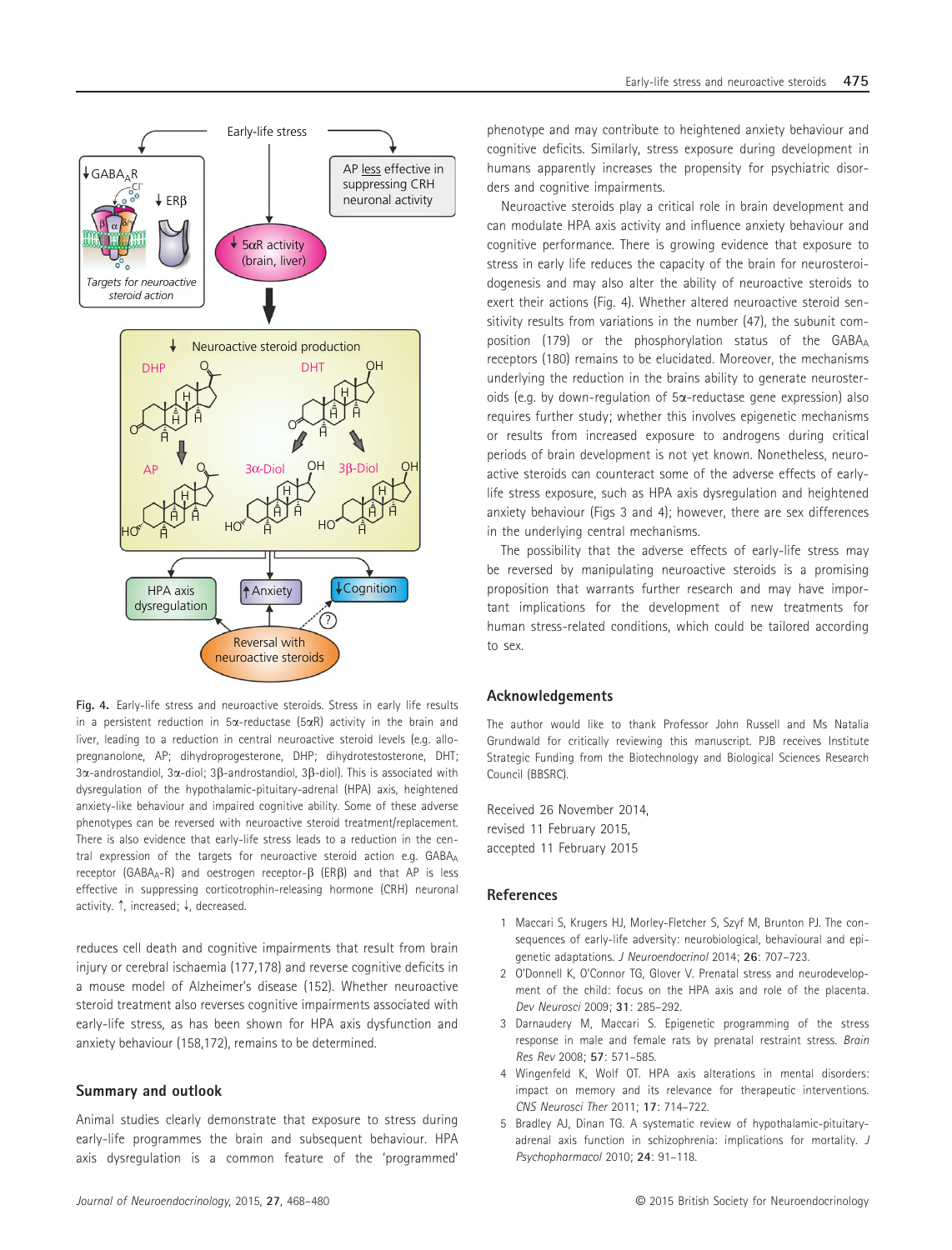Fig. 4. Early-life stress and neuroactive steroids. Stress in early life results in a persistent reduction in 5α-reductase (5αR) activity in the brain and liver, leading to a reduction in central neuroactive steroid levels (e.g. allopregnanolone, AP; dihydroprogesterone, DHP; dihydrotestosterone, DHT; 3α-androstandiol, 3α-diol; 3β-androstandiol, 3β-diol). This is associated with dysregulation of the hypothalamic-pituitary-adrenal (HPA) axis, heightened anxiety-like behaviour and impaired cognitive ability. Some of these adverse phenotypes can be reversed with neuroactive steroid treatment/replacement. There is also evidence that early-life stress leads to a reduction in the central expression of the targets for neuroactive steroid action e.g. $GABA_A$ receptor ($GABA_A$-R) and oestrogen receptor-β (ERβ) and that AP is less effective in suppressing corticotrophin-releasing hormone (CRH) neuronal activity. ↑, increased; ↓, decreased.

reduces cell death and cognitive impairments that result from brain injury or cerebral ischaemia (177,178) and reverse cognitive deficits in a mouse model of Alzheimer's disease (152). Whether neuroactive steroid treatment also reverses cognitive impairments associated with early-life stress, as has been shown for HPA axis dysfunction and anxiety behaviour (158,172), remains to be determined.

## Summary and outlook

Animal studies clearly demonstrate that exposure to stress during early-life programmes the brain and subsequent behaviour. HPA axis dysregulation is a common feature of the 'programmed' phenotype and may contribute to heightened anxiety behaviour and cognitive deficits. Similarly, stress exposure during development in humans apparently increases the propensity for psychiatric disorders and cognitive impairments.

Neuroactive steroids play a critical role in brain development and can modulate HPA axis activity and influence anxiety behaviour and cognitive performance. There is growing evidence that exposure to stress in early life reduces the capacity of the brain for neurosteroidogenesis and may also alter the ability of neuroactive steroids to exert their actions (Fig. 4). Whether altered neuroactive steroid sensitivity results from variations in the number (47), the subunit composition (179) or the phosphorylation status of the $GABA_A$ receptors (180) remains to be elucidated. Moreover, the mechanisms underlying the reduction in the brains ability to generate neurosteroids (e.g. by down-regulation of 5α-reductase gene expression) also requires further study; whether this involves epigenetic mechanisms or results from increased exposure to androgens during critical periods of brain development is not yet known. Nonetheless, neuroactive steroids can counteract some of the adverse effects of early-life stress exposure, such as HPA axis dysregulation and heightened anxiety behaviour (Figs 3 and 4); however, there are sex differences in the underlying central mechanisms.

The possibility that the adverse effects of early-life stress may be reversed by manipulating neuroactive steroids is a promising proposition that warrants further research and may have important implications for the development of new treatments for human stress-related conditions, which could be tailored according to sex.

## Acknowledgements

The author would like to thank Professor John Russell and Ms Natalia Grundwald for critically reviewing this manuscript. PJB receives Institute Strategic Funding from the Biotechnology and Biological Sciences Research Council (BBSRC).

Received 26 November 2014,
revised 11 February 2015,
accepted 11 February 2015

## References

1 Maccari S, Krugers HJ, Morley-Fletcher S, Szyf M, Brunton PJ. The consequences of early-life adversity: neurobiological, behavioural and epigenetic adaptations. *J Neuroendocrinol* 2014; **26**: 707–723.

2 O'Donnell K, O'Connor TG, Glover V. Prenatal stress and neurodevelopment of the child: focus on the HPA axis and role of the placenta. *Dev Neurosci* 2009; **31**: 285–292.

3 Darnaudery M, Maccari S. Epigenetic programming of the stress response in male and female rats by prenatal restraint stress. *Brain Res Rev* 2008; **57**: 571–585.

4 Wingenfeld K, Wolf OT. HPA axis alterations in mental disorders: impact on memory and its relevance for therapeutic interventions. *CNS Neurosci Ther* 2011; **17**: 714–722.

5 Bradley AJ, Dinan TG. A systematic review of hypothalamic-pituitary-adrenal axis function in schizophrenia: implications for mortality. *J Psychopharmacol* 2010; **24**: 91–118.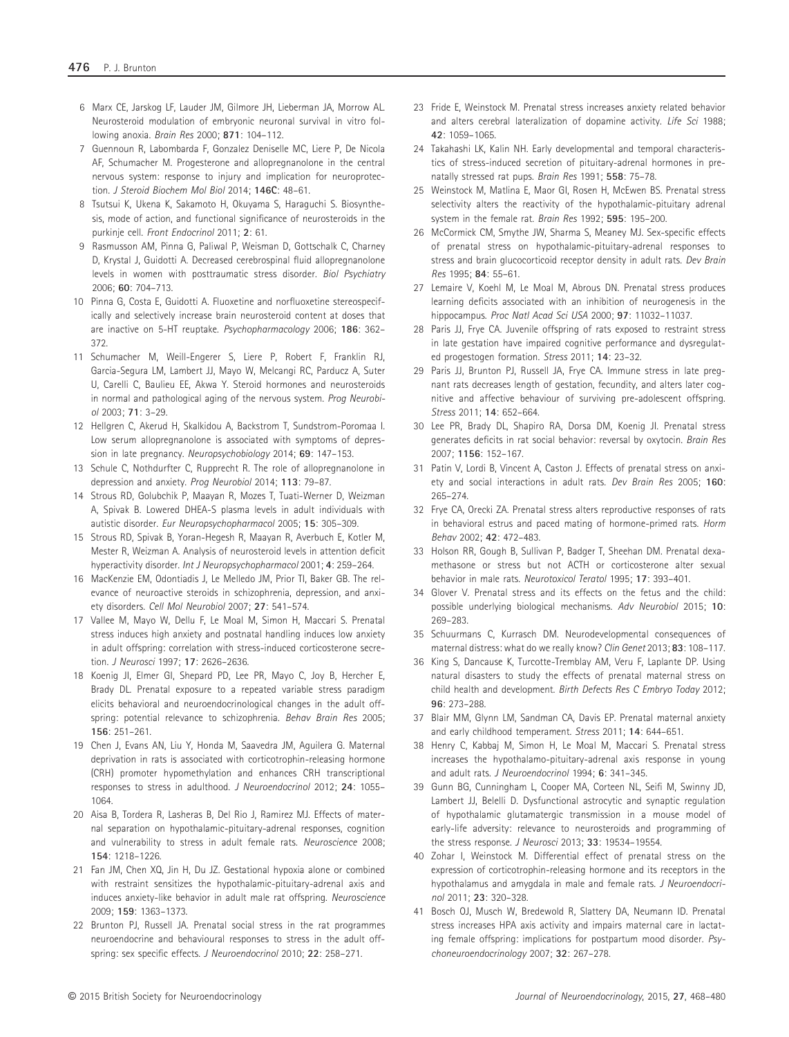6 Marx CE, Jarskog LF, Lauder JM, Gilmore JH, Lieberman JA, Morrow AL. Neurosteroid modulation of embryonic neuronal survival in vitro following anoxia. *Brain Res* 2000; **871**: 104–112.

7 Guennoun R, Labombarda F, Gonzalez Deniselle MC, Liere P, De Nicola AF, Schumacher M. Progesterone and allopregnanolone in the central nervous system: response to injury and implication for neuroprotection. *J Steroid Biochem Mol Biol* 2014; **146C**: 48–61.

8 Tsutsui K, Ukena K, Sakamoto H, Okuyama S, Haraguchi S. Biosynthesis, mode of action, and functional significance of neurosteroids in the purkinje cell. *Front Endocrinol* 2011; **2**: 61.

9 Rasmusson AM, Pinna G, Paliwal P, Weisman D, Gottschalk C, Charney D, Krystal J, Guidotti A. Decreased cerebrospinal fluid allopregnanolone levels in women with posttraumatic stress disorder. *Biol Psychiatry* 2006; **60**: 704–713.

10 Pinna G, Costa E, Guidotti A. Fluoxetine and norfluoxetine stereospecifically and selectively increase brain neurosteroid content at doses that are inactive on 5-HT reuptake. *Psychopharmacology* 2006; **186**: 362–372.

11 Schumacher M, Weill-Engerer S, Liere P, Robert F, Franklin RJ, Garcia-Segura LM, Lambert JJ, Mayo W, Melcangi RC, Parducz A, Suter U, Carelli C, Baulieu EE, Akwa Y. Steroid hormones and neurosteroids in normal and pathological aging of the nervous system. *Prog Neurobiol* 2003; **71**: 3–29.

12 Hellgren C, Akerud H, Skalkidou A, Backstrom T, Sundstrom-Poromaa I. Low serum allopregnanolone is associated with symptoms of depression in late pregnancy. *Neuropsychobiology* 2014; **69**: 147–153.

13 Schule C, Nothdurfter C, Rupprecht R. The role of allopregnanolone in depression and anxiety. *Prog Neurobiol* 2014; **113**: 79–87.

14 Strous RD, Golubchik P, Maayan R, Mozes T, Tuati-Werner D, Weizman A, Spivak B. Lowered DHEA-S plasma levels in adult individuals with autistic disorder. *Eur Neuropsychopharmacol* 2005; **15**: 305–309.

15 Strous RD, Spivak B, Yoran-Hegesh R, Maayan R, Averbuch E, Kotler M, Mester R, Weizman A. Analysis of neurosteroid levels in attention deficit hyperactivity disorder. *Int J Neuropsychopharmacol* 2001; **4**: 259–264.

16 MacKenzie EM, Odontiadis J, Le Melledo JM, Prior TI, Baker GB. The relevance of neuroactive steroids in schizophrenia, depression, and anxiety disorders. *Cell Mol Neurobiol* 2007; **27**: 541–574.

17 Vallee M, Mayo W, Dellu F, Le Moal M, Simon H, Maccari S. Prenatal stress induces high anxiety and postnatal handling induces low anxiety in adult offspring: correlation with stress-induced corticosterone secretion. *J Neurosci* 1997; **17**: 2626–2636.

18 Koenig JI, Elmer GI, Shepard PD, Lee PR, Mayo C, Joy B, Hercher E, Brady DL. Prenatal exposure to a repeated variable stress paradigm elicits behavioral and neuroendocrinological changes in the adult offspring: potential relevance to schizophrenia. *Behav Brain Res* 2005; **156**: 251–261.

19 Chen J, Evans AN, Liu Y, Honda M, Saavedra JM, Aguilera G. Maternal deprivation in rats is associated with corticotrophin-releasing hormone (CRH) promoter hypomethylation and enhances CRH transcriptional responses to stress in adulthood. *J Neuroendocrinol* 2012; **24**: 1055–1064.

20 Aisa B, Tordera R, Lasheras B, Del Rio J, Ramirez MJ. Effects of maternal separation on hypothalamic-pituitary-adrenal responses, cognition and vulnerability to stress in adult female rats. *Neuroscience* 2008; **154**: 1218–1226.

21 Fan JM, Chen XQ, Jin H, Du JZ. Gestational hypoxia alone or combined with restraint sensitizes the hypothalamic-pituitary-adrenal axis and induces anxiety-like behavior in adult male rat offspring. *Neuroscience* 2009; **159**: 1363–1373.

22 Brunton PJ, Russell JA. Prenatal social stress in the rat programmes neuroendocrine and behavioural responses to stress in the adult offspring: sex specific effects. *J Neuroendocrinol* 2010; **22**: 258–271.

23 Fride E, Weinstock M. Prenatal stress increases anxiety related behavior and alters cerebral lateralization of dopamine activity. *Life Sci* 1988; **42**: 1059–1065.

24 Takahashi LK, Kalin NH. Early developmental and temporal characteristics of stress-induced secretion of pituitary-adrenal hormones in prenatally stressed rat pups. *Brain Res* 1991; **558**: 75–78.

25 Weinstock M, Matlina E, Maor GI, Rosen H, McEwen BS. Prenatal stress selectivity alters the reactivity of the hypothalamic-pituitary adrenal system in the female rat. *Brain Res* 1992; **595**: 195–200.

26 McCormick CM, Smythe JW, Sharma S, Meaney MJ. Sex-specific effects of prenatal stress on hypothalamic-pituitary-adrenal responses to stress and brain glucocorticoid receptor density in adult rats. *Dev Brain Res* 1995; **84**: 55–61.

27 Lemaire V, Koehl M, Le Moal M, Abrous DN. Prenatal stress produces learning deficits associated with an inhibition of neurogenesis in the hippocampus. *Proc Natl Acad Sci USA* 2000; **97**: 11032–11037.

28 Paris JJ, Frye CA. Juvenile offspring of rats exposed to restraint stress in late gestation have impaired cognitive performance and dysregulated progestogen formation. *Stress* 2011; **14**: 23–32.

29 Paris JJ, Brunton PJ, Russell JA, Frye CA. Immune stress in late pregnant rats decreases length of gestation, fecundity, and alters later cognitive and affective behaviour of surviving pre-adolescent offspring. *Stress* 2011; **14**: 652–664.

30 Lee PR, Brady DL, Shapiro RA, Dorsa DM, Koenig JI. Prenatal stress generates deficits in rat social behavior: reversal by oxytocin. *Brain Res* 2007; **1156**: 152–167.

31 Patin V, Lordi B, Vincent A, Caston J. Effects of prenatal stress on anxiety and social interactions in adult rats. *Dev Brain Res* 2005; **160**: 265–274.

32 Frye CA, Orecki ZA. Prenatal stress alters reproductive responses of rats in behavioral estrus and paced mating of hormone-primed rats. *Horm Behav* 2002; **42**: 472–483.

33 Holson RR, Gough B, Sullivan P, Badger T, Sheehan DM. Prenatal dexamethasone or stress but not ACTH or corticosterone alter sexual behavior in male rats. *Neurotoxicol Teratol* 1995; **17**: 393–401.

34 Glover V. Prenatal stress and its effects on the fetus and the child: possible underlying biological mechanisms. *Adv Neurobiol* 2015; **10**: 269–283.

35 Schuurmans C, Kurrasch DM. Neurodevelopmental consequences of maternal distress: what do we really know? *Clin Genet* 2013; **83**: 108–117.

36 King S, Dancause K, Turcotte-Tremblay AM, Veru F, Laplante DP. Using natural disasters to study the effects of prenatal maternal stress on child health and development. *Birth Defects Res C Embryo Today* 2012; **96**: 273–288.

37 Blair MM, Glynn LM, Sandman CA, Davis EP. Prenatal maternal anxiety and early childhood temperament. *Stress* 2011; **14**: 644–651.

38 Henry C, Kabbaj M, Simon H, Le Moal M, Maccari S. Prenatal stress increases the hypothalamo-pituitary-adrenal axis response in young and adult rats. *J Neuroendocrinol* 1994; **6**: 341–345.

39 Gunn BG, Cunningham L, Cooper MA, Corteen NL, Seifi M, Swinny JD, Lambert JJ, Belelli D. Dysfunctional astrocytic and synaptic regulation of hypothalamic glutamatergic transmission in a mouse model of early-life adversity: relevance to neurosteroids and programming of the stress response. *J Neurosci* 2013; **33**: 19534–19554.

40 Zohar I, Weinstock M. Differential effect of prenatal stress on the expression of corticotrophin-releasing hormone and its receptors in the hypothalamus and amygdala in male and female rats. *J Neuroendocrinol* 2011; **23**: 320–328.

41 Bosch OJ, Musch W, Bredewold R, Slattery DA, Neumann ID. Prenatal stress increases HPA axis activity and impairs maternal care in lactating female offspring: implications for postpartum mood disorder. *Psychoneuroendocrinology* 2007; **32**: 267–278.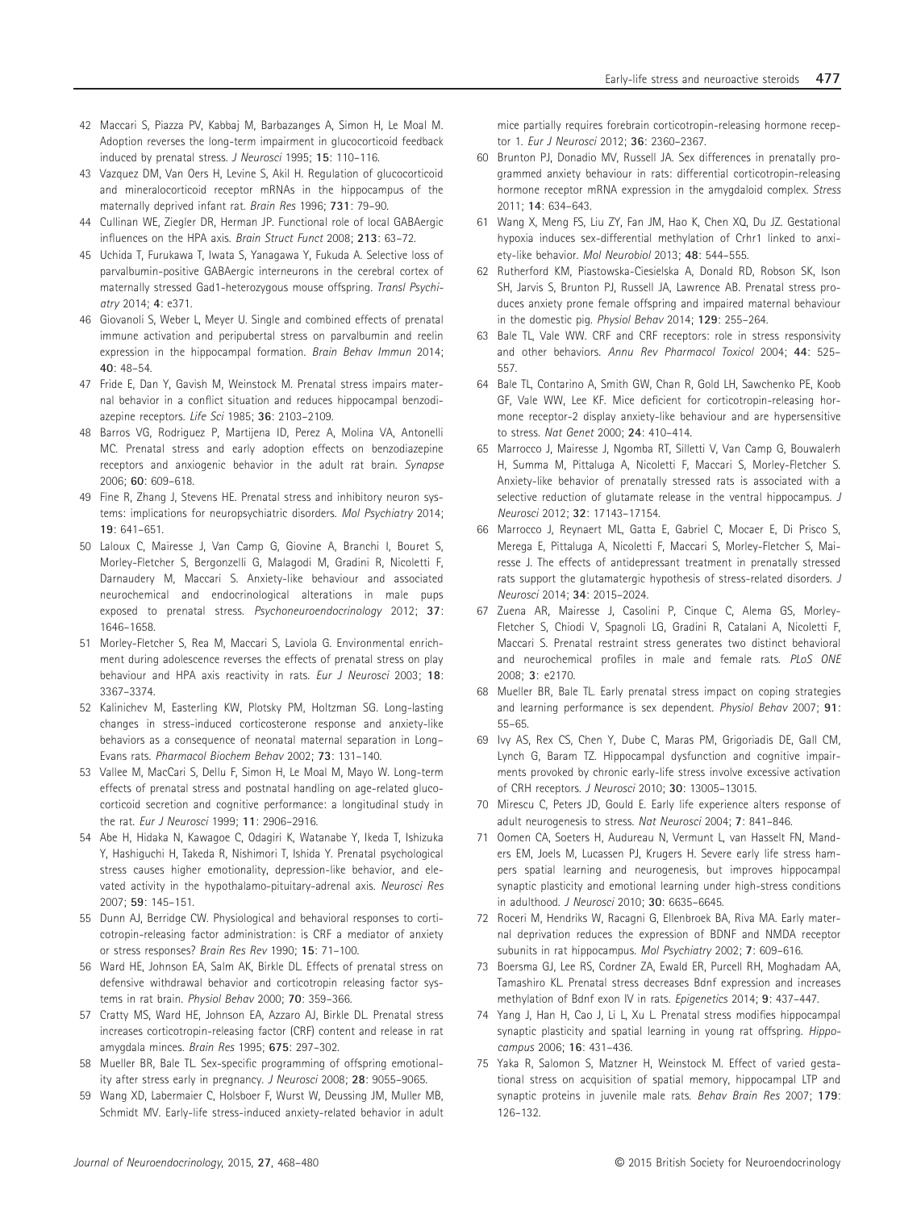42 Maccari S, Piazza PV, Kabbaj M, Barbazanges A, Simon H, Le Moal M. Adoption reverses the long-term impairment in glucocorticoid feedback induced by prenatal stress. *J Neurosci* 1995; **15**: 110–116.

43 Vazquez DM, Van Oers H, Levine S, Akil H. Regulation of glucocorticoid and mineralocorticoid receptor mRNAs in the hippocampus of the maternally deprived infant rat. *Brain Res* 1996; **731**: 79–90.

44 Cullinan WE, Ziegler DR, Herman JP. Functional role of local GABAergic influences on the HPA axis. *Brain Struct Funct* 2008; **213**: 63–72.

45 Uchida T, Furukawa T, Iwata S, Yanagawa Y, Fukuda A. Selective loss of parvalbumin-positive GABAergic interneurons in the cerebral cortex of maternally stressed Gad1-heterozygous mouse offspring. *Transl Psychiatry* 2014; **4**: e371.

46 Giovanoli S, Weber L, Meyer U. Single and combined effects of prenatal immune activation and peripubertal stress on parvalbumin and reelin expression in the hippocampal formation. *Brain Behav Immun* 2014; **40**: 48–54.

47 Fride E, Dan Y, Gavish M, Weinstock M. Prenatal stress impairs maternal behavior in a conflict situation and reduces hippocampal benzodiazepine receptors. *Life Sci* 1985; **36**: 2103–2109.

48 Barros VG, Rodriguez P, Martijena ID, Perez A, Molina VA, Antonelli MC. Prenatal stress and early adoption effects on benzodiazepine receptors and anxiogenic behavior in the adult rat brain. *Synapse* 2006; **60**: 609–618.

49 Fine R, Zhang J, Stevens HE. Prenatal stress and inhibitory neuron systems: implications for neuropsychiatric disorders. *Mol Psychiatry* 2014; **19**: 641–651.

50 Laloux C, Mairesse J, Van Camp G, Giovine A, Branchi I, Bouret S, Morley-Fletcher S, Bergonzelli G, Malagodi M, Gradini R, Nicoletti F, Darnaudery M, Maccari S. Anxiety-like behaviour and associated neurochemical and endocrinological alterations in male pups exposed to prenatal stress. *Psychoneuroendocrinology* 2012; **37**: 1646–1658.

51 Morley-Fletcher S, Rea M, Maccari S, Laviola G. Environmental enrichment during adolescence reverses the effects of prenatal stress on play behaviour and HPA axis reactivity in rats. *Eur J Neurosci* 2003; **18**: 3367–3374.

52 Kalinichev M, Easterling KW, Plotsky PM, Holtzman SG. Long-lasting changes in stress-induced corticosterone response and anxiety-like behaviors as a consequence of neonatal maternal separation in Long–Evans rats. *Pharmacol Biochem Behav* 2002; **73**: 131–140.

53 Vallee M, MacCari S, Dellu F, Simon H, Le Moal M, Mayo W. Long-term effects of prenatal stress and postnatal handling on age-related glucocorticoid secretion and cognitive performance: a longitudinal study in the rat. *Eur J Neurosci* 1999; **11**: 2906–2916.

54 Abe H, Hidaka N, Kawagoe C, Odagiri K, Watanabe Y, Ikeda T, Ishizuka Y, Hashiguchi H, Takeda R, Nishimori T, Ishida Y. Prenatal psychological stress causes higher emotionality, depression-like behavior, and elevated activity in the hypothalamo-pituitary-adrenal axis. *Neurosci Res* 2007; **59**: 145–151.

55 Dunn AJ, Berridge CW. Physiological and behavioral responses to corticotropin-releasing factor administration: is CRF a mediator of anxiety or stress responses? *Brain Res Rev* 1990; **15**: 71–100.

56 Ward HE, Johnson EA, Salm AK, Birkle DL. Effects of prenatal stress on defensive withdrawal behavior and corticotropin releasing factor systems in rat brain. *Physiol Behav* 2000; **70**: 359–366.

57 Cratty MS, Ward HE, Johnson EA, Azzaro AJ, Birkle DL. Prenatal stress increases corticotropin-releasing factor (CRF) content and release in rat amygdala minces. *Brain Res* 1995; **675**: 297–302.

58 Mueller BR, Bale TL. Sex-specific programming of offspring emotionality after stress early in pregnancy. *J Neurosci* 2008; **28**: 9055–9065.

59 Wang XD, Labermaier C, Holsboer F, Wurst W, Deussing JM, Muller MB, Schmidt MV. Early-life stress-induced anxiety-related behavior in adult mice partially requires forebrain corticotropin-releasing hormone receptor 1. *Eur J Neurosci* 2012; **36**: 2360–2367.

60 Brunton PJ, Donadio MV, Russell JA. Sex differences in prenatally programmed anxiety behaviour in rats: differential corticotropin-releasing hormone receptor mRNA expression in the amygdaloid complex. *Stress* 2011; **14**: 634–643.

61 Wang X, Meng FS, Liu ZY, Fan JM, Hao K, Chen XQ, Du JZ. Gestational hypoxia induces sex-differential methylation of Crhr1 linked to anxiety-like behavior. *Mol Neurobiol* 2013; **48**: 544–555.

62 Rutherford KM, Piastowska-Ciesielska A, Donald RD, Robson SK, Ison SH, Jarvis S, Brunton PJ, Russell JA, Lawrence AB. Prenatal stress produces anxiety prone female offspring and impaired maternal behaviour in the domestic pig. *Physiol Behav* 2014; **129**: 255–264.

63 Bale TL, Vale WW. CRF and CRF receptors: role in stress responsivity and other behaviors. *Annu Rev Pharmacol Toxicol* 2004; **44**: 525–557.

64 Bale TL, Contarino A, Smith GW, Chan R, Gold LH, Sawchenko PE, Koob GF, Vale WW, Lee KF. Mice deficient for corticotropin-releasing hormone receptor-2 display anxiety-like behaviour and are hypersensitive to stress. *Nat Genet* 2000; **24**: 410–414.

65 Marrocco J, Mairesse J, Ngomba RT, Silletti V, Van Camp G, Bouwalerh H, Summa M, Pittaluga A, Nicoletti F, Maccari S, Morley-Fletcher S. Anxiety-like behavior of prenatally stressed rats is associated with a selective reduction of glutamate release in the ventral hippocampus. *J Neurosci* 2012; **32**: 17143–17154.

66 Marrocco J, Reynaert ML, Gatta E, Gabriel C, Mocaer E, Di Prisco S, Merega E, Pittaluga A, Nicoletti F, Maccari S, Morley-Fletcher S, Mairesse J. The effects of antidepressant treatment in prenatally stressed rats support the glutamatergic hypothesis of stress-related disorders. *J Neurosci* 2014; **34**: 2015–2024.

67 Zuena AR, Mairesse J, Casolini P, Cinque C, Alema GS, Morley-Fletcher S, Chiodi V, Spagnoli LG, Gradini R, Catalani A, Nicoletti F, Maccari S. Prenatal restraint stress generates two distinct behavioral and neurochemical profiles in male and female rats. *PLoS ONE* 2008; **3**: e2170.

68 Mueller BR, Bale TL. Early prenatal stress impact on coping strategies and learning performance is sex dependent. *Physiol Behav* 2007; **91**: 55–65.

69 Ivy AS, Rex CS, Chen Y, Dube C, Maras PM, Grigoriadis DE, Gall CM, Lynch G, Baram TZ. Hippocampal dysfunction and cognitive impairments provoked by chronic early-life stress involve excessive activation of CRH receptors. *J Neurosci* 2010; **30**: 13005–13015.

70 Mirescu C, Peters JD, Gould E. Early life experience alters response of adult neurogenesis to stress. *Nat Neurosci* 2004; **7**: 841–846.

71 Oomen CA, Soeters H, Audureau N, Vermunt L, van Hasselt FN, Manders EM, Joels M, Lucassen PJ, Krugers H. Severe early life stress hampers spatial learning and neurogenesis, but improves hippocampal synaptic plasticity and emotional learning under high-stress conditions in adulthood. *J Neurosci* 2010; **30**: 6635–6645.

72 Roceri M, Hendriks W, Racagni G, Ellenbroek BA, Riva MA. Early maternal deprivation reduces the expression of BDNF and NMDA receptor subunits in rat hippocampus. *Mol Psychiatry* 2002; **7**: 609–616.

73 Boersma GJ, Lee RS, Cordner ZA, Ewald ER, Purcell RH, Moghadam AA, Tamashiro KL. Prenatal stress decreases Bdnf expression and increases methylation of Bdnf exon IV in rats. *Epigenetics* 2014; **9**: 437–447.

74 Yang J, Han H, Cao J, Li L, Xu L. Prenatal stress modifies hippocampal synaptic plasticity and spatial learning in young rat offspring. *Hippocampus* 2006; **16**: 431–436.

75 Yaka R, Salomon S, Matzner H, Weinstock M. Effect of varied gestational stress on acquisition of spatial memory, hippocampal LTP and synaptic proteins in juvenile male rats. *Behav Brain Res* 2007; **179**: 126–132.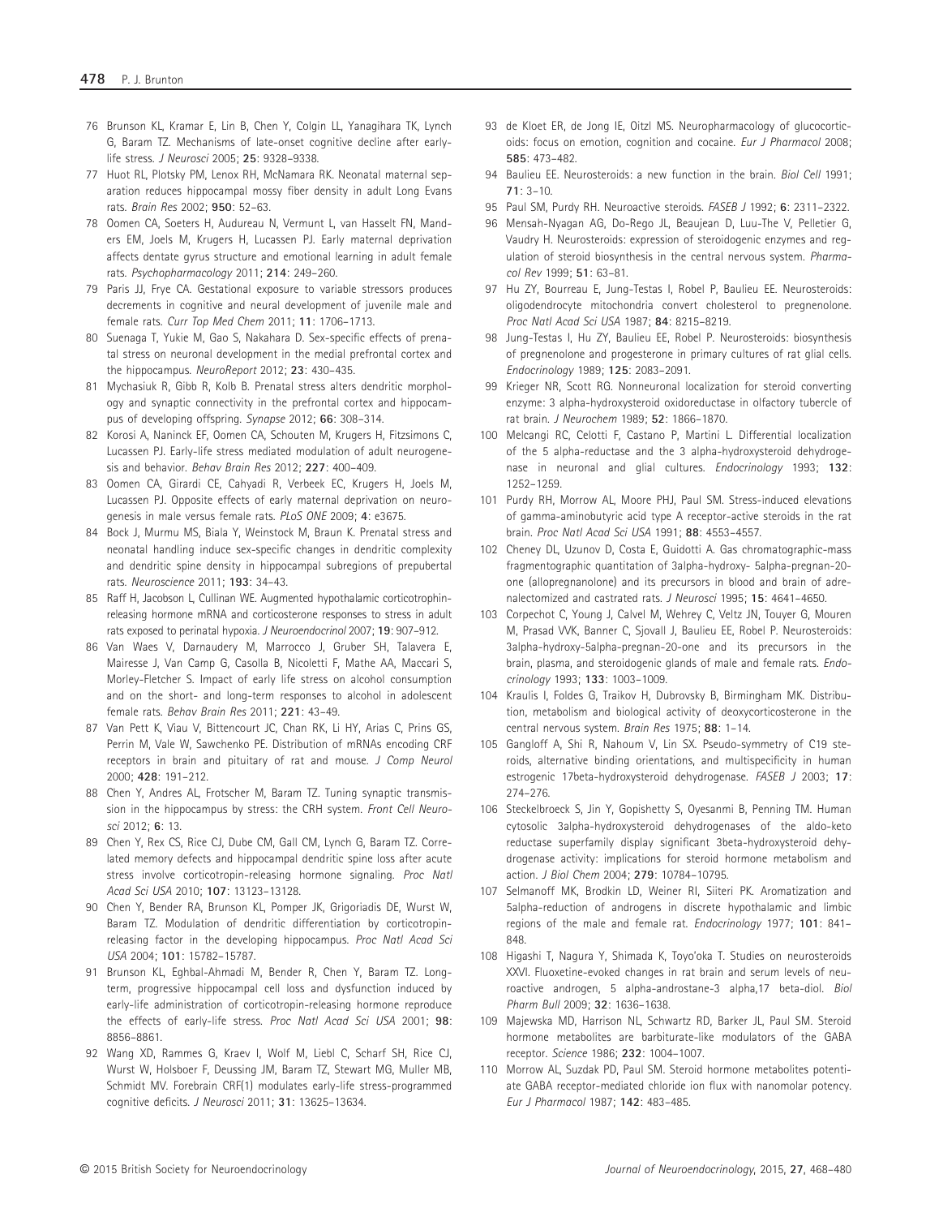76 Brunson KL, Kramar E, Lin B, Chen Y, Colgin LL, Yanagihara TK, Lynch G, Baram TZ. Mechanisms of late-onset cognitive decline after early-life stress. *J Neurosci* 2005; **25**: 9328–9338.

77 Huot RL, Plotsky PM, Lenox RH, McNamara RK. Neonatal maternal separation reduces hippocampal mossy fiber density in adult Long Evans rats. *Brain Res* 2002; **950**: 52–63.

78 Oomen CA, Soeters H, Audureau N, Vermunt L, van Hasselt FN, Manders EM, Joels M, Krugers H, Lucassen PJ. Early maternal deprivation affects dentate gyrus structure and emotional learning in adult female rats. *Psychopharmacology* 2011; **214**: 249–260.

79 Paris JJ, Frye CA. Gestational exposure to variable stressors produces decrements in cognitive and neural development of juvenile male and female rats. *Curr Top Med Chem* 2011; **11**: 1706–1713.

80 Suenaga T, Yukie M, Gao S, Nakahara D. Sex-specific effects of prenatal stress on neuronal development in the medial prefrontal cortex and the hippocampus. *NeuroReport* 2012; **23**: 430–435.

81 Mychasiuk R, Gibb R, Kolb B. Prenatal stress alters dendritic morphology and synaptic connectivity in the prefrontal cortex and hippocampus of developing offspring. *Synapse* 2012; **66**: 308–314.

82 Korosi A, Naninck EF, Oomen CA, Schouten M, Krugers H, Fitzsimons C, Lucassen PJ. Early-life stress mediated modulation of adult neurogenesis and behavior. *Behav Brain Res* 2012; **227**: 400–409.

83 Oomen CA, Girardi CE, Cahyadi R, Verbeek EC, Krugers H, Joels M, Lucassen PJ. Opposite effects of early maternal deprivation on neurogenesis in male versus female rats. *PLoS ONE* 2009; **4**: e3675.

84 Bock J, Murmu MS, Biala Y, Weinstock M, Braun K. Prenatal stress and neonatal handling induce sex-specific changes in dendritic complexity and dendritic spine density in hippocampal subregions of prepubertal rats. *Neuroscience* 2011; **193**: 34–43.

85 Raff H, Jacobson L, Cullinan WE. Augmented hypothalamic corticotrophin-releasing hormone mRNA and corticosterone responses to stress in adult rats exposed to perinatal hypoxia. *J Neuroendocrinol* 2007; **19**: 907–912.

86 Van Waes V, Darnaudery M, Marrocco J, Gruber SH, Talavera E, Mairesse J, Van Camp G, Casolla B, Nicoletti F, Mathe AA, Maccari S, Morley-Fletcher S. Impact of early life stress on alcohol consumption and on the short- and long-term responses to alcohol in adolescent female rats. *Behav Brain Res* 2011; **221**: 43–49.

87 Van Pett K, Viau V, Bittencourt JC, Chan RK, Li HY, Arias C, Prins GS, Perrin M, Vale W, Sawchenko PE. Distribution of mRNAs encoding CRF receptors in brain and pituitary of rat and mouse. *J Comp Neurol* 2000; **428**: 191–212.

88 Chen Y, Andres AL, Frotscher M, Baram TZ. Tuning synaptic transmission in the hippocampus by stress: the CRH system. *Front Cell Neurosci* 2012; **6**: 13.

89 Chen Y, Rex CS, Rice CJ, Dube CM, Gall CM, Lynch G, Baram TZ. Correlated memory defects and hippocampal dendritic spine loss after acute stress involve corticotropin-releasing hormone signaling. *Proc Natl Acad Sci USA* 2010; **107**: 13123–13128.

90 Chen Y, Bender RA, Brunson KL, Pomper JK, Grigoriadis DE, Wurst W, Baram TZ. Modulation of dendritic differentiation by corticotropin-releasing factor in the developing hippocampus. *Proc Natl Acad Sci USA* 2004; **101**: 15782–15787.

91 Brunson KL, Eghbal-Ahmadi M, Bender R, Chen Y, Baram TZ. Long-term, progressive hippocampal cell loss and dysfunction induced by early-life administration of corticotropin-releasing hormone reproduce the effects of early-life stress. *Proc Natl Acad Sci USA* 2001; **98**: 8856–8861.

92 Wang XD, Rammes G, Kraev I, Wolf M, Liebl C, Scharf SH, Rice CJ, Wurst W, Holsboer F, Deussing JM, Baram TZ, Stewart MG, Muller MB, Schmidt MV. Forebrain CRF(1) modulates early-life stress-programmed cognitive deficits. *J Neurosci* 2011; **31**: 13625–13634.

93 de Kloet ER, de Jong IE, Oitzl MS. Neuropharmacology of glucocorticoids: focus on emotion, cognition and cocaine. *Eur J Pharmacol* 2008; **585**: 473–482.

94 Baulieu EE. Neurosteroids: a new function in the brain. *Biol Cell* 1991; **71**: 3–10.

95 Paul SM, Purdy RH. Neuroactive steroids. *FASEB J* 1992; **6**: 2311–2322.

96 Mensah-Nyagan AG, Do-Rego JL, Beaujean D, Luu-The V, Pelletier G, Vaudry H. Neurosteroids: expression of steroidogenic enzymes and regulation of steroid biosynthesis in the central nervous system. *Pharmacol Rev* 1999; **51**: 63–81.

97 Hu ZY, Bourreau E, Jung-Testas I, Robel P, Baulieu EE. Neurosteroids: oligodendrocyte mitochondria convert cholesterol to pregnenolone. *Proc Natl Acad Sci USA* 1987; **84**: 8215–8219.

98 Jung-Testas I, Hu ZY, Baulieu EE, Robel P. Neurosteroids: biosynthesis of pregnenolone and progesterone in primary cultures of rat glial cells. *Endocrinology* 1989; **125**: 2083–2091.

99 Krieger NR, Scott RG. Nonneuronal localization for steroid converting enzyme: 3 alpha-hydroxysteroid oxidoreductase in olfactory tubercle of rat brain. *J Neurochem* 1989; **52**: 1866–1870.

100 Melcangi RC, Celotti F, Castano P, Martini L. Differential localization of the 5 alpha-reductase and the 3 alpha-hydroxysteroid dehydrogenase in neuronal and glial cultures. *Endocrinology* 1993; **132**: 1252–1259.

101 Purdy RH, Morrow AL, Moore PHJ, Paul SM. Stress-induced elevations of gamma-aminobutyric acid type A receptor-active steroids in the rat brain. *Proc Natl Acad Sci USA* 1991; **88**: 4553–4557.

102 Cheney DL, Uzunov D, Costa E, Guidotti A. Gas chromatographic-mass fragmentographic quantitation of 3alpha-hydroxy- 5alpha-pregnan-20-one (allopregnanolone) and its precursors in blood and brain of adrenalectomized and castrated rats. *J Neurosci* 1995; **15**: 4641–4650.

103 Corpechot C, Young J, Calvel M, Wehrey C, Veltz JN, Touyer G, Mouren M, Prasad VVK, Banner C, Sjovall J, Baulieu EE, Robel P. Neurosteroids: 3alpha-hydroxy-5alpha-pregnan-20-one and its precursors in the brain, plasma, and steroidogenic glands of male and female rats. *Endocrinology* 1993; **133**: 1003–1009.

104 Kraulis I, Foldes G, Traikov H, Dubrovsky B, Birmingham MK. Distribution, metabolism and biological activity of deoxycorticosterone in the central nervous system. *Brain Res* 1975; **88**: 1–14.

105 Gangloff A, Shi R, Nahoum V, Lin SX. Pseudo-symmetry of C19 steroids, alternative binding orientations, and multispecificity in human estrogenic 17beta-hydroxysteroid dehydrogenase. *FASEB J* 2003; **17**: 274–276.

106 Steckelbroeck S, Jin Y, Gopishetty S, Oyesanmi B, Penning TM. Human cytosolic 3alpha-hydroxysteroid dehydrogenases of the aldo-keto reductase superfamily display significant 3beta-hydroxysteroid dehydrogenase activity: implications for steroid hormone metabolism and action. *J Biol Chem* 2004; **279**: 10784–10795.

107 Selmanoff MK, Brodkin LD, Weiner RI, Siiteri PK. Aromatization and 5alpha-reduction of androgens in discrete hypothalamic and limbic regions of the male and female rat. *Endocrinology* 1977; **101**: 841–848.

108 Higashi T, Nagura Y, Shimada K, Toyo'oka T. Studies on neurosteroids XXVI. Fluoxetine-evoked changes in rat brain and serum levels of neuroactive androgen, 5 alpha-androstane-3 alpha,17 beta-diol. *Biol Pharm Bull* 2009; **32**: 1636–1638.

109 Majewska MD, Harrison NL, Schwartz RD, Barker JL, Paul SM. Steroid hormone metabolites are barbiturate-like modulators of the GABA receptor. *Science* 1986; **232**: 1004–1007.

110 Morrow AL, Suzdak PD, Paul SM. Steroid hormone metabolites potentiate GABA receptor-mediated chloride ion flux with nanomolar potency. *Eur J Pharmacol* 1987; **142**: 483–485.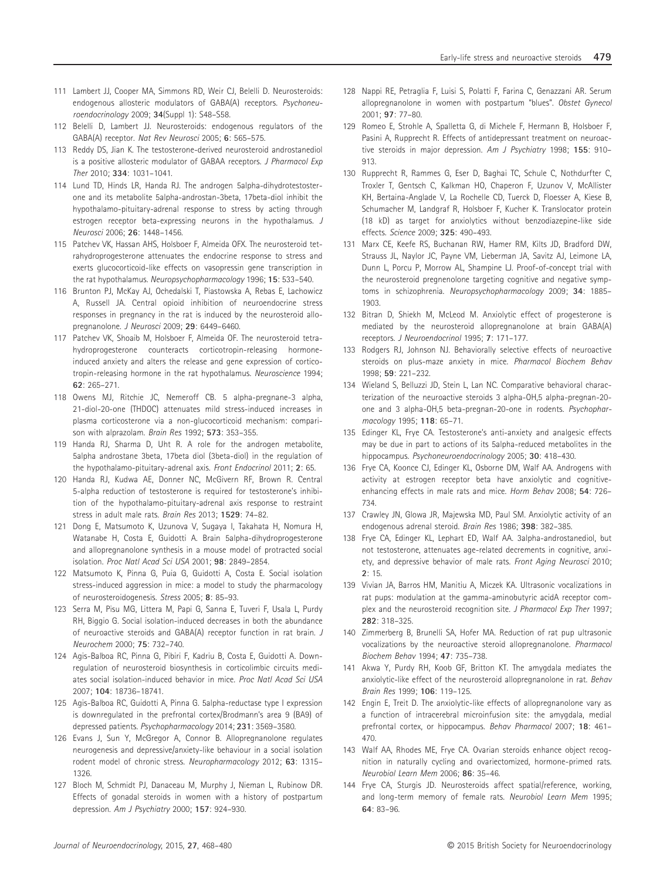111 Lambert JJ, Cooper MA, Simmons RD, Weir CJ, Belelli D. Neurosteroids: endogenous allosteric modulators of GABA(A) receptors. *Psychoneuroendocrinology* 2009; **34**(Suppl 1): S48–S58.

112 Belelli D, Lambert JJ. Neurosteroids: endogenous regulators of the GABA(A) receptor. *Nat Rev Neurosci* 2005; **6**: 565–575.

113 Reddy DS, Jian K. The testosterone-derived neurosteroid androstanediol is a positive allosteric modulator of GABAA receptors. *J Pharmacol Exp Ther* 2010; **334**: 1031–1041.

114 Lund TD, Hinds LR, Handa RJ. The androgen 5alpha-dihydrotestosterone and its metabolite 5alpha-androstan-3beta, 17beta-diol inhibit the hypothalamo-pituitary-adrenal response to stress by acting through estrogen receptor beta-expressing neurons in the hypothalamus. *J Neurosci* 2006; **26**: 1448–1456.

115 Patchev VK, Hassan AHS, Holsboer F, Almeida OFX. The neurosteroid tetrahydroprogesterone attenuates the endocrine response to stress and exerts glucocorticoid-like effects on vasopressin gene transcription in the rat hypothalamus. *Neuropsychopharmacology* 1996; **15**: 533–540.

116 Brunton PJ, McKay AJ, Ochedalski T, Piastowska A, Rebas E, Lachowicz A, Russell JA. Central opioid inhibition of neuroendocrine stress responses in pregnancy in the rat is induced by the neurosteroid allopregnanolone. *J Neurosci* 2009; **29**: 6449–6460.

117 Patchev VK, Shoaib M, Holsboer F, Almeida OF. The neurosteroid tetrahydroprogesterone counteracts corticotropin-releasing hormone-induced anxiety and alters the release and gene expression of corticotropin-releasing hormone in the rat hypothalamus. *Neuroscience* 1994; **62**: 265–271.

118 Owens MJ, Ritchie JC, Nemeroff CB. 5 alpha-pregnane-3 alpha, 21-diol-20-one (THDOC) attenuates mild stress-induced increases in plasma corticosterone via a non-glucocorticoid mechanism: comparison with alprazolam. *Brain Res* 1992; **573**: 353–355.

119 Handa RJ, Sharma D, Uht R. A role for the androgen metabolite, 5alpha androstane 3beta, 17beta diol (3beta-diol) in the regulation of the hypothalamo-pituitary-adrenal axis. *Front Endocrinol* 2011; **2**: 65.

120 Handa RJ, Kudwa AE, Donner NC, McGivern RF, Brown R. Central 5-alpha reduction of testosterone is required for testosterone's inhibition of the hypothalamo-pituitary-adrenal axis response to restraint stress in adult male rats. *Brain Res* 2013; **1529**: 74–82.

121 Dong E, Matsumoto K, Uzunova V, Sugaya I, Takahata H, Nomura H, Watanabe H, Costa E, Guidotti A. Brain 5alpha-dihydroprogesterone and allopregnanolone synthesis in a mouse model of protracted social isolation. *Proc Natl Acad Sci USA* 2001; **98**: 2849–2854.

122 Matsumoto K, Pinna G, Puia G, Guidotti A, Costa E. Social isolation stress-induced aggression in mice: a model to study the pharmacology of neurosteroidogenesis. *Stress* 2005; **8**: 85–93.

123 Serra M, Pisu MG, Littera M, Papi G, Sanna E, Tuveri F, Usala L, Purdy RH, Biggio G. Social isolation-induced decreases in both the abundance of neuroactive steroids and GABA(A) receptor function in rat brain. *J Neurochem* 2000; **75**: 732–740.

124 Agis-Balboa RC, Pinna G, Pibiri F, Kadriu B, Costa E, Guidotti A. Down-regulation of neurosteroid biosynthesis in corticolimbic circuits mediates social isolation-induced behavior in mice. *Proc Natl Acad Sci USA* 2007; **104**: 18736–18741.

125 Agis-Balboa RC, Guidotti A, Pinna G. 5alpha-reductase type I expression is downregulated in the prefrontal cortex/Brodmann's area 9 (BA9) of depressed patients. *Psychopharmacology* 2014; **231**: 3569–3580.

126 Evans J, Sun Y, McGregor A, Connor B. Allopregnanolone regulates neurogenesis and depressive/anxiety-like behaviour in a social isolation rodent model of chronic stress. *Neuropharmacology* 2012; **63**: 1315–1326.

127 Bloch M, Schmidt PJ, Danaceau M, Murphy J, Nieman L, Rubinow DR. Effects of gonadal steroids in women with a history of postpartum depression. *Am J Psychiatry* 2000; **157**: 924–930.

128 Nappi RE, Petraglia F, Luisi S, Polatti F, Farina C, Genazzani AR. Serum allopregnanolone in women with postpartum "blues". *Obstet Gynecol* 2001; **97**: 77–80.

129 Romeo E, Strohle A, Spalletta G, di Michele F, Hermann B, Holsboer F, Pasini A, Rupprecht R. Effects of antidepressant treatment on neuroactive steroids in major depression. *Am J Psychiatry* 1998; **155**: 910–913.

130 Rupprecht R, Rammes G, Eser D, Baghai TC, Schule C, Nothdurfter C, Troxler T, Gentsch C, Kalkman HO, Chaperon F, Uzunov V, McAllister KH, Bertaina-Anglade V, La Rochelle CD, Tuerck D, Floesser A, Kiese B, Schumacher M, Landgraf R, Holsboer F, Kucher K. Translocator protein (18 kD) as target for anxiolytics without benzodiazepine-like side effects. *Science* 2009; **325**: 490–493.

131 Marx CE, Keefe RS, Buchanan RW, Hamer RM, Kilts JD, Bradford DW, Strauss JL, Naylor JC, Payne VM, Lieberman JA, Savitz AJ, Leimone LA, Dunn L, Porcu P, Morrow AL, Shampine LJ. Proof-of-concept trial with the neurosteroid pregnenolone targeting cognitive and negative symptoms in schizophrenia. *Neuropsychopharmacology* 2009; **34**: 1885–1903.

132 Bitran D, Shiekh M, McLeod M. Anxiolytic effect of progesterone is mediated by the neurosteroid allopregnanolone at brain GABA(A) receptors. *J Neuroendocrinol* 1995; **7**: 171–177.

133 Rodgers RJ, Johnson NJ. Behaviorally selective effects of neuroactive steroids on plus-maze anxiety in mice. *Pharmacol Biochem Behav* 1998; **59**: 221–232.

134 Wieland S, Belluzzi JD, Stein L, Lan NC. Comparative behavioral characterization of the neuroactive steroids 3 alpha-OH,5 alpha-pregnan-20-one and 3 alpha-OH,5 beta-pregnan-20-one in rodents. *Psychopharmacology* 1995; **118**: 65–71.

135 Edinger KL, Frye CA. Testosterone's anti-anxiety and analgesic effects may be due in part to actions of its 5alpha-reduced metabolites in the hippocampus. *Psychoneuroendocrinology* 2005; **30**: 418–430.

136 Frye CA, Koonce CJ, Edinger KL, Osborne DM, Walf AA. Androgens with activity at estrogen receptor beta have anxiolytic and cognitive-enhancing effects in male rats and mice. *Horm Behav* 2008; **54**: 726–734.

137 Crawley JN, Glowa JR, Majewska MD, Paul SM. Anxiolytic activity of an endogenous adrenal steroid. *Brain Res* 1986; **398**: 382–385.

138 Frye CA, Edinger KL, Lephart ED, Walf AA. 3alpha-androstanediol, but not testosterone, attenuates age-related decrements in cognitive, anxiety, and depressive behavior of male rats. *Front Aging Neurosci* 2010; **2**: 15.

139 Vivian JA, Barros HM, Manitiu A, Miczek KA. Ultrasonic vocalizations in rat pups: modulation at the gamma-aminobutyric acidA receptor complex and the neurosteroid recognition site. *J Pharmacol Exp Ther* 1997; **282**: 318–325.

140 Zimmerberg B, Brunelli SA, Hofer MA. Reduction of rat pup ultrasonic vocalizations by the neuroactive steroid allopregnanolone. *Pharmacol Biochem Behav* 1994; **47**: 735–738.

141 Akwa Y, Purdy RH, Koob GF, Britton KT. The amygdala mediates the anxiolytic-like effect of the neurosteroid allopregnanolone in rat. *Behav Brain Res* 1999; **106**: 119–125.

142 Engin E, Treit D. The anxiolytic-like effects of allopregnanolone vary as a function of intracerebral microinfusion site: the amygdala, medial prefrontal cortex, or hippocampus. *Behav Pharmacol* 2007; **18**: 461–470.

143 Walf AA, Rhodes ME, Frye CA. Ovarian steroids enhance object recognition in naturally cycling and ovariectomized, hormone-primed rats. *Neurobiol Learn Mem* 2006; **86**: 35–46.

144 Frye CA, Sturgis JD. Neurosteroids affect spatial/reference, working, and long-term memory of female rats. *Neurobiol Learn Mem* 1995; **64**: 83–96.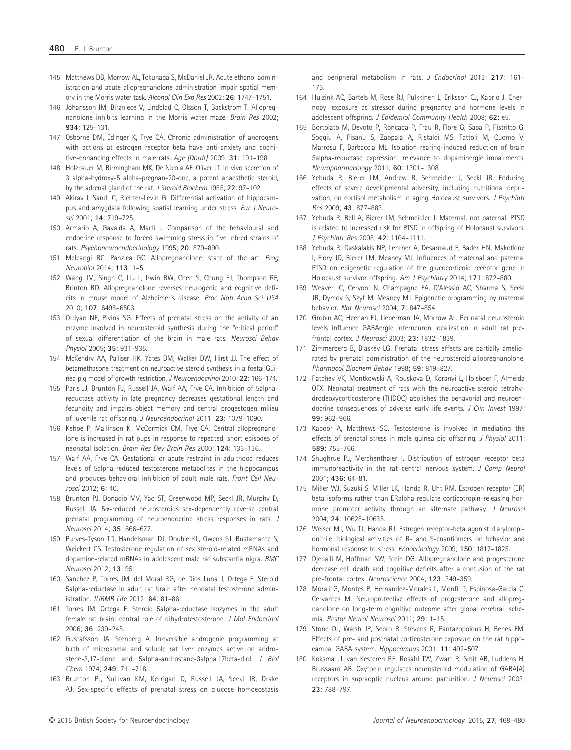145 Matthews DB, Morrow AL, Tokunaga S, McDaniel JR. Acute ethanol administration and acute allopregnanolone administration impair spatial memory in the Morris water task. *Alcohol Clin Exp Res* 2002; **26**: 1747–1751.

146 Johansson IM, Birzniece V, Lindblad C, Olsson T, Backstrom T. Allopregnanolone inhibits learning in the Morris water maze. *Brain Res* 2002; **934**: 125–131.

147 Osborne DM, Edinger K, Frye CA. Chronic administration of androgens with actions at estrogen receptor beta have anti-anxiety and cognitive-enhancing effects in male rats. *Age (Dordr)* 2009; **31**: 191–198.

148 Holzbauer M, Birmingham MK, De Nicola AF, Oliver JT. In vivo secretion of 3 alpha-hydroxy-5 alpha-pregnan-20-one, a potent anaesthetic steroid, by the adrenal gland of the rat. *J Steroid Biochem* 1985; **22**: 97–102.

149 Akirav I, Sandi C, Richter-Levin G. Differential activation of hippocampus and amygdala following spatial learning under stress. *Eur J Neurosci* 2001; **14**: 719–725.

150 Armario A, Gavalda A, Marti J. Comparison of the behavioural and endocrine response to forced swimming stress in five inbred strains of rats. *Psychoneuroendocrinology* 1995; **20**: 879–890.

151 Melcangi RC, Panzica GC. Allopregnanolone: state of the art. *Prog Neurobiol* 2014; **113**: 1–5.

152 Wang JM, Singh C, Liu L, Irwin RW, Chen S, Chung EJ, Thompson RF, Brinton RD. Allopregnanolone reverses neurogenic and cognitive deficits in mouse model of Alzheimer's disease. *Proc Natl Acad Sci USA* 2010; **107**: 6498–6503.

153 Ordyan NE, Pivina SG. Effects of prenatal stress on the activity of an enzyme involved in neurosteroid synthesis during the "critical period" of sexual differentiation of the brain in male rats. *Neurosci Behav Physiol* 2005; **35**: 931–935.

154 McKendry AA, Palliser HK, Yates DM, Walker DW, Hirst JJ. The effect of betamethasone treatment on neuroactive steroid synthesis in a foetal Guinea pig model of growth restriction. *J Neuroendocrinol* 2010; **22**: 166–174.

155 Paris JJ, Brunton PJ, Russell JA, Walf AA, Frye CA. Inhibition of 5alpha-reductase activity in late pregnancy decreases gestational length and fecundity and impairs object memory and central progestogen milieu of juvenile rat offspring. *J Neuroendocrinol* 2011; **23**: 1079–1090.

156 Kehoe P, Mallinson K, McCormick CM, Frye CA. Central allopregnanolone is increased in rat pups in response to repeated, short episodes of neonatal isolation. *Brain Res Dev Brain Res* 2000; **124**: 133–136.

157 Walf AA, Frye CA. Gestational or acute restraint in adulthood reduces levels of 5alpha-reduced testosterone metabolites in the hippocampus and produces behavioral inhibition of adult male rats. *Front Cell Neurosci* 2012; **6**: 40.

158 Brunton PJ, Donadio MV, Yao ST, Greenwood MP, Seckl JR, Murphy D, Russell JA. 5α-reduced neurosteroids sex-dependently reverse central prenatal programming of neuroendocrine stress responses in rats. *J Neurosci* 2014; **35**: 666–677.

159 Purves-Tyson TD, Handelsman DJ, Double KL, Owens SJ, Bustamante S, Weickert CS. Testosterone regulation of sex steroid-related mRNAs and dopamine-related mRNAs in adolescent male rat substantia nigra. *BMC Neurosci* 2012; **13**: 95.

160 Sanchez P, Torres JM, del Moral RG, de Dios Luna J, Ortega E. Steroid 5alpha-reductase in adult rat brain after neonatal testosterone administration. *IUBMB Life* 2012; **64**: 81–86.

161 Torres JM, Ortega E. Steroid 5alpha-reductase isozymes in the adult female rat brain: central role of dihydrotestosterone. *J Mol Endocrinol* 2006; **36**: 239–245.

162 Gustafsson JA, Stenberg A. Irreversible androgenic programming at birth of microsomal and soluble rat liver enzymes active on androstene-3,17-dione and 5alpha-androstane-3alpha,17beta-diol. *J Biol Chem* 1974; **249**: 711–718.

163 Brunton PJ, Sullivan KM, Kerrigan D, Russell JA, Seckl JR, Drake AJ. Sex-specific effects of prenatal stress on glucose homoeostasis and peripheral metabolism in rats. *J Endocrinol* 2013; **217**: 161–173.

164 Huizink AC, Bartels M, Rose RJ, Pulkkinen L, Eriksson CJ, Kaprio J. Chernobyl exposure as stressor during pregnancy and hormone levels in adolescent offspring. *J Epidemiol Community Health* 2008; **62**: e5.

165 Bortolato M, Devoto P, Roncada P, Frau R, Flore G, Saba P, Pistritto G, Soggiu A, Pisanu S, Zappala A, Ristaldi MS, Tattoli M, Cuomo V, Marrosu F, Barbaccia ML. Isolation rearing-induced reduction of brain 5alpha-reductase expression: relevance to dopaminergic impairments. *Neuropharmacology* 2011; **60**: 1301–1308.

166 Yehuda R, Bierer LM, Andrew R, Schmeidler J, Seckl JR. Enduring effects of severe developmental adversity, including nutritional deprivation, on cortisol metabolism in aging Holocaust survivors. *J Psychiatr Res* 2009; **43**: 877–883.

167 Yehuda R, Bell A, Bierer LM, Schmeidler J. Maternal, not paternal, PTSD is related to increased risk for PTSD in offspring of Holocaust survivors. *J Psychiatr Res* 2008; **42**: 1104–1111.

168 Yehuda R, Daskalakis NP, Lehrner A, Desarnaud F, Bader HN, Makotkine I, Flory JD, Bierer LM, Meaney MJ. Influences of maternal and paternal PTSD on epigenetic regulation of the glucocorticoid receptor gene in Holocaust survivor offspring. *Am J Psychiatry* 2014; **171**: 872–880.

169 Weaver IC, Cervoni N, Champagne FA, D'Alessio AC, Sharma S, Seckl JR, Dymov S, Szyf M, Meaney MJ. Epigenetic programming by maternal behavior. *Nat Neurosci* 2004; **7**: 847–854.

170 Grobin AC, Heenan EJ, Lieberman JA, Morrow AL. Perinatal neurosteroid levels influence GABAergic interneuron localization in adult rat prefrontal cortex. *J Neurosci* 2003; **23**: 1832–1839.

171 Zimmerberg B, Blaskey LG. Prenatal stress effects are partially ameliorated by prenatal administration of the neurosteroid allopregnanolone. *Pharmacol Biochem Behav* 1998; **59**: 819–827.

172 Patchev VK, Montkowski A, Rouskova D, Koranyi L, Holsboer F, Almeida OFX. Neonatal treatment of rats with the neuroactive steroid tetrahydrodeoxycorticosterone (THDOC) abolishes the behavorial and neuroendocrine consequences of adverse early life events. *J Clin Invest* 1997; **99**: 962–966.

173 Kapoor A, Matthews SG. Testosterone is involved in mediating the effects of prenatal stress in male guinea pig offspring. *J Physiol* 2011; **589**: 755–766.

174 Shughrue PJ, Merchenthaler I. Distribution of estrogen receptor beta immunoreactivity in the rat central nervous system. *J Comp Neurol* 2001; **436**: 64–81.

175 Miller WJ, Suzuki S, Miller LK, Handa R, Uht RM. Estrogen receptor (ER) beta isoforms rather than ERalpha regulate corticotropin-releasing hormone promoter activity through an alternate pathway. *J Neurosci* 2004; **24**: 10628–10635.

176 Weiser MJ, Wu TJ, Handa RJ. Estrogen receptor-beta agonist diarylpropionitrile: biological activities of R- and S-enantiomers on behavior and hormonal response to stress. *Endocrinology* 2009; **150**: 1817–1825.

177 Djebaili M, Hoffman SW, Stein DG. Allopregnanolone and progesterone decrease cell death and cognitive deficits after a contusion of the rat pre-frontal cortex. *Neuroscience* 2004; **123**: 349–359.

178 Morali G, Montes P, Hernandez-Morales L, Monfil T, Espinosa-Garcia C, Cervantes M. Neuroprotective effects of progesterone and allopregnanolone on long-term cognitive outcome after global cerebral ischemia. *Restor Neurol Neurosci* 2011; **29**: 1–15.

179 Stone DJ, Walsh JP, Sebro R, Stevens R, Pantazopolous H, Benes FM. Effects of pre- and postnatal corticosterone exposure on the rat hippocampal GABA system. *Hippocampus* 2001; **11**: 492–507.

180 Koksma JJ, van Kesteren RE, Rosahl TW, Zwart R, Smit AB, Luddens H, Brussaard AB. Oxytocin regulates neurosteroid modulation of GABA(A) receptors in supraoptic nucleus around parturition. *J Neurosci* 2003; **23**: 788–797.